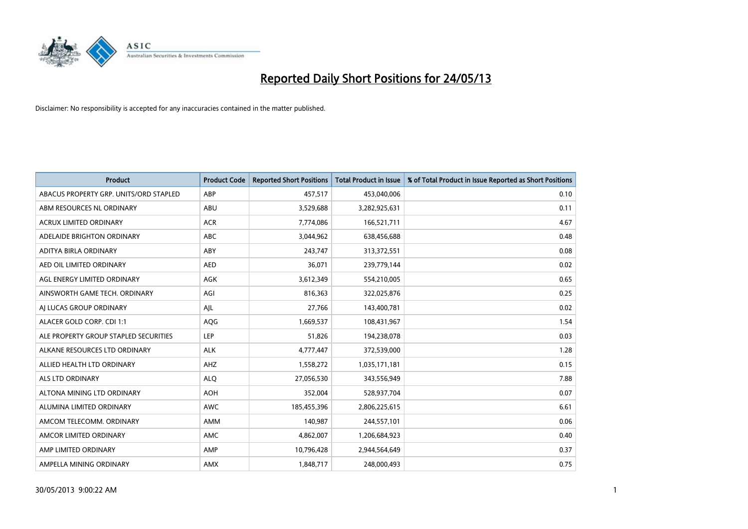# Reported Daily Short Positions for 24/05/13

Disclaimer: No responsibility is accepted for any inaccuracies contained in the matter published.

| Product | Product Code | Reported Short Positions | Total Product in Issue | % of Total Product in Issue Reported as Short Positions |
|---|---|---|---|---|
| ABACUS PROPERTY GRP. UNITS/ORD STAPLED | ABP | 457,517 | 453,040,006 | 0.10 |
| ABM RESOURCES NL ORDINARY | ABU | 3,529,688 | 3,282,925,631 | 0.11 |
| ACRUX LIMITED ORDINARY | ACR | 7,774,086 | 166,521,711 | 4.67 |
| ADELAIDE BRIGHTON ORDINARY | ABC | 3,044,962 | 638,456,688 | 0.48 |
| ADITYA BIRLA ORDINARY | ABY | 243,747 | 313,372,551 | 0.08 |
| AED OIL LIMITED ORDINARY | AED | 36,071 | 239,779,144 | 0.02 |
| AGL ENERGY LIMITED ORDINARY | AGK | 3,612,349 | 554,210,005 | 0.65 |
| AINSWORTH GAME TECH. ORDINARY | AGI | 816,363 | 322,025,876 | 0.25 |
| AJ LUCAS GROUP ORDINARY | AJL | 27,766 | 143,400,781 | 0.02 |
| ALACER GOLD CORP. CDI 1:1 | AQG | 1,669,537 | 108,431,967 | 1.54 |
| ALE PROPERTY GROUP STAPLED SECURITIES | LEP | 51,826 | 194,238,078 | 0.03 |
| ALKANE RESOURCES LTD ORDINARY | ALK | 4,777,447 | 372,539,000 | 1.28 |
| ALLIED HEALTH LTD ORDINARY | AHZ | 1,558,272 | 1,035,171,181 | 0.15 |
| ALS LTD ORDINARY | ALQ | 27,056,530 | 343,556,949 | 7.88 |
| ALTONA MINING LTD ORDINARY | AOH | 352,004 | 528,937,704 | 0.07 |
| ALUMINA LIMITED ORDINARY | AWC | 185,455,396 | 2,806,225,615 | 6.61 |
| AMCOM TELECOMM. ORDINARY | AMM | 140,987 | 244,557,101 | 0.06 |
| AMCOR LIMITED ORDINARY | AMC | 4,862,007 | 1,206,684,923 | 0.40 |
| AMP LIMITED ORDINARY | AMP | 10,796,428 | 2,944,564,649 | 0.37 |
| AMPELLA MINING ORDINARY | AMX | 1,848,717 | 248,000,493 | 0.75 |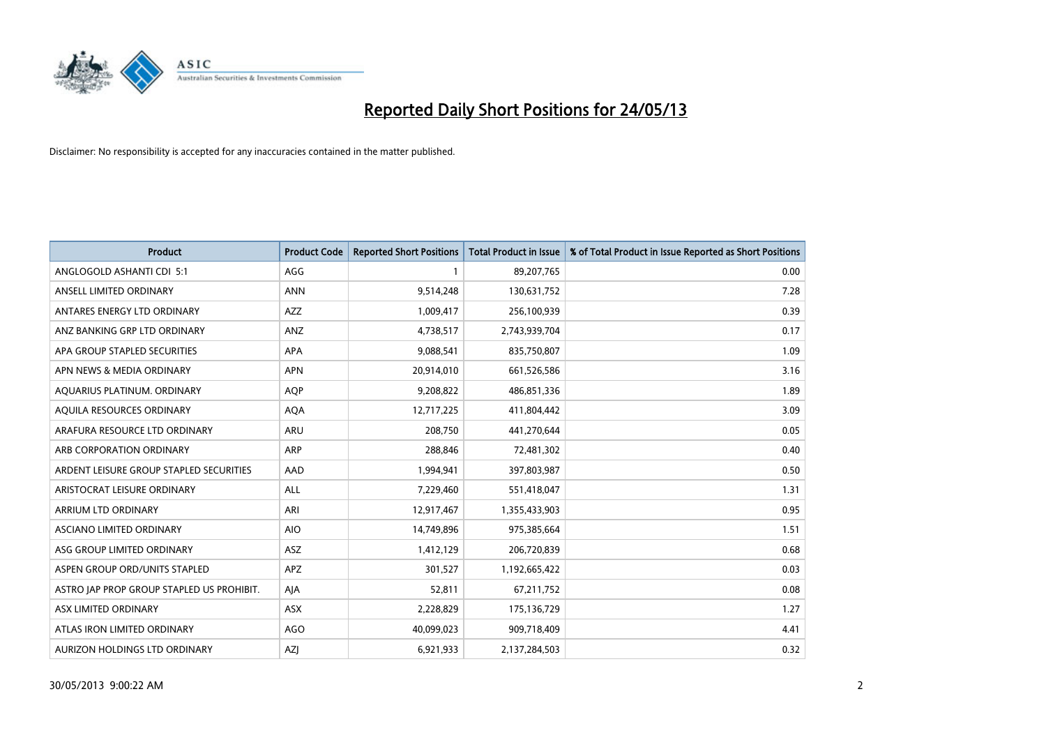# Reported Daily Short Positions for 24/05/13

Disclaimer: No responsibility is accepted for any inaccuracies contained in the matter published.

| Product | Product Code | Reported Short Positions | Total Product in Issue | % of Total Product in Issue Reported as Short Positions |
|---|---|---|---|---|
| ANGLOGOLD ASHANTI CDI 5:1 | AGG | 1 | 89,207,765 | 0.00 |
| ANSELL LIMITED ORDINARY | ANN | 9,514,248 | 130,631,752 | 7.28 |
| ANTARES ENERGY LTD ORDINARY | AZZ | 1,009,417 | 256,100,939 | 0.39 |
| ANZ BANKING GRP LTD ORDINARY | ANZ | 4,738,517 | 2,743,939,704 | 0.17 |
| APA GROUP STAPLED SECURITIES | APA | 9,088,541 | 835,750,807 | 1.09 |
| APN NEWS & MEDIA ORDINARY | APN | 20,914,010 | 661,526,586 | 3.16 |
| AQUARIUS PLATINUM. ORDINARY | AQP | 9,208,822 | 486,851,336 | 1.89 |
| AQUILA RESOURCES ORDINARY | AQA | 12,717,225 | 411,804,442 | 3.09 |
| ARAFURA RESOURCE LTD ORDINARY | ARU | 208,750 | 441,270,644 | 0.05 |
| ARB CORPORATION ORDINARY | ARP | 288,846 | 72,481,302 | 0.40 |
| ARDENT LEISURE GROUP STAPLED SECURITIES | AAD | 1,994,941 | 397,803,987 | 0.50 |
| ARISTOCRAT LEISURE ORDINARY | ALL | 7,229,460 | 551,418,047 | 1.31 |
| ARRIUM LTD ORDINARY | ARI | 12,917,467 | 1,355,433,903 | 0.95 |
| ASCIANO LIMITED ORDINARY | AIO | 14,749,896 | 975,385,664 | 1.51 |
| ASG GROUP LIMITED ORDINARY | ASZ | 1,412,129 | 206,720,839 | 0.68 |
| ASPEN GROUP ORD/UNITS STAPLED | APZ | 301,527 | 1,192,665,422 | 0.03 |
| ASTRO JAP PROP GROUP STAPLED US PROHIBIT. | AJA | 52,811 | 67,211,752 | 0.08 |
| ASX LIMITED ORDINARY | ASX | 2,228,829 | 175,136,729 | 1.27 |
| ATLAS IRON LIMITED ORDINARY | AGO | 40,099,023 | 909,718,409 | 4.41 |
| AURIZON HOLDINGS LTD ORDINARY | AZJ | 6,921,933 | 2,137,284,503 | 0.32 |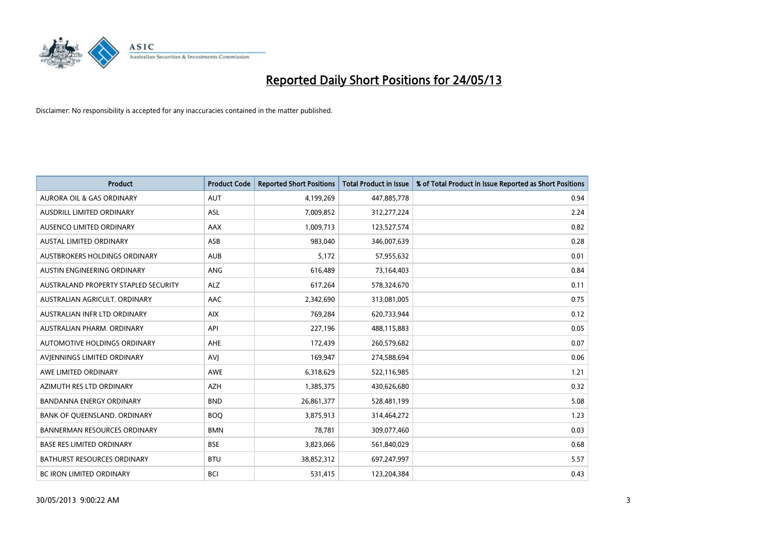# Reported Daily Short Positions for 24/05/13

Disclaimer: No responsibility is accepted for any inaccuracies contained in the matter published.

| Product | Product Code | Reported Short Positions | Total Product in Issue | % of Total Product in Issue Reported as Short Positions |
|---|---|---|---|---|
| AURORA OIL & GAS ORDINARY | AUT | 4,199,269 | 447,885,778 | 0.94 |
| AUSDRILL LIMITED ORDINARY | ASL | 7,009,852 | 312,277,224 | 2.24 |
| AUSENCO LIMITED ORDINARY | AAX | 1,009,713 | 123,527,574 | 0.82 |
| AUSTAL LIMITED ORDINARY | ASB | 983,040 | 346,007,639 | 0.28 |
| AUSTBROKERS HOLDINGS ORDINARY | AUB | 5,172 | 57,955,632 | 0.01 |
| AUSTIN ENGINEERING ORDINARY | ANG | 616,489 | 73,164,403 | 0.84 |
| AUSTRALAND PROPERTY STAPLED SECURITY | ALZ | 617,264 | 578,324,670 | 0.11 |
| AUSTRALIAN AGRICULT. ORDINARY | AAC | 2,342,690 | 313,081,005 | 0.75 |
| AUSTRALIAN INFR LTD ORDINARY | AIX | 769,284 | 620,733,944 | 0.12 |
| AUSTRALIAN PHARM. ORDINARY | API | 227,196 | 488,115,883 | 0.05 |
| AUTOMOTIVE HOLDINGS ORDINARY | AHE | 172,439 | 260,579,682 | 0.07 |
| AVJENNINGS LIMITED ORDINARY | AVJ | 169,947 | 274,588,694 | 0.06 |
| AWE LIMITED ORDINARY | AWE | 6,318,629 | 522,116,985 | 1.21 |
| AZIMUTH RES LTD ORDINARY | AZH | 1,385,375 | 430,626,680 | 0.32 |
| BANDANNA ENERGY ORDINARY | BND | 26,861,377 | 528,481,199 | 5.08 |
| BANK OF QUEENSLAND. ORDINARY | BOQ | 3,875,913 | 314,464,272 | 1.23 |
| BANNERMAN RESOURCES ORDINARY | BMN | 78,781 | 309,077,460 | 0.03 |
| BASE RES LIMITED ORDINARY | BSE | 3,823,066 | 561,840,029 | 0.68 |
| BATHURST RESOURCES ORDINARY | BTU | 38,852,312 | 697,247,997 | 5.57 |
| BC IRON LIMITED ORDINARY | BCI | 531,415 | 123,204,384 | 0.43 |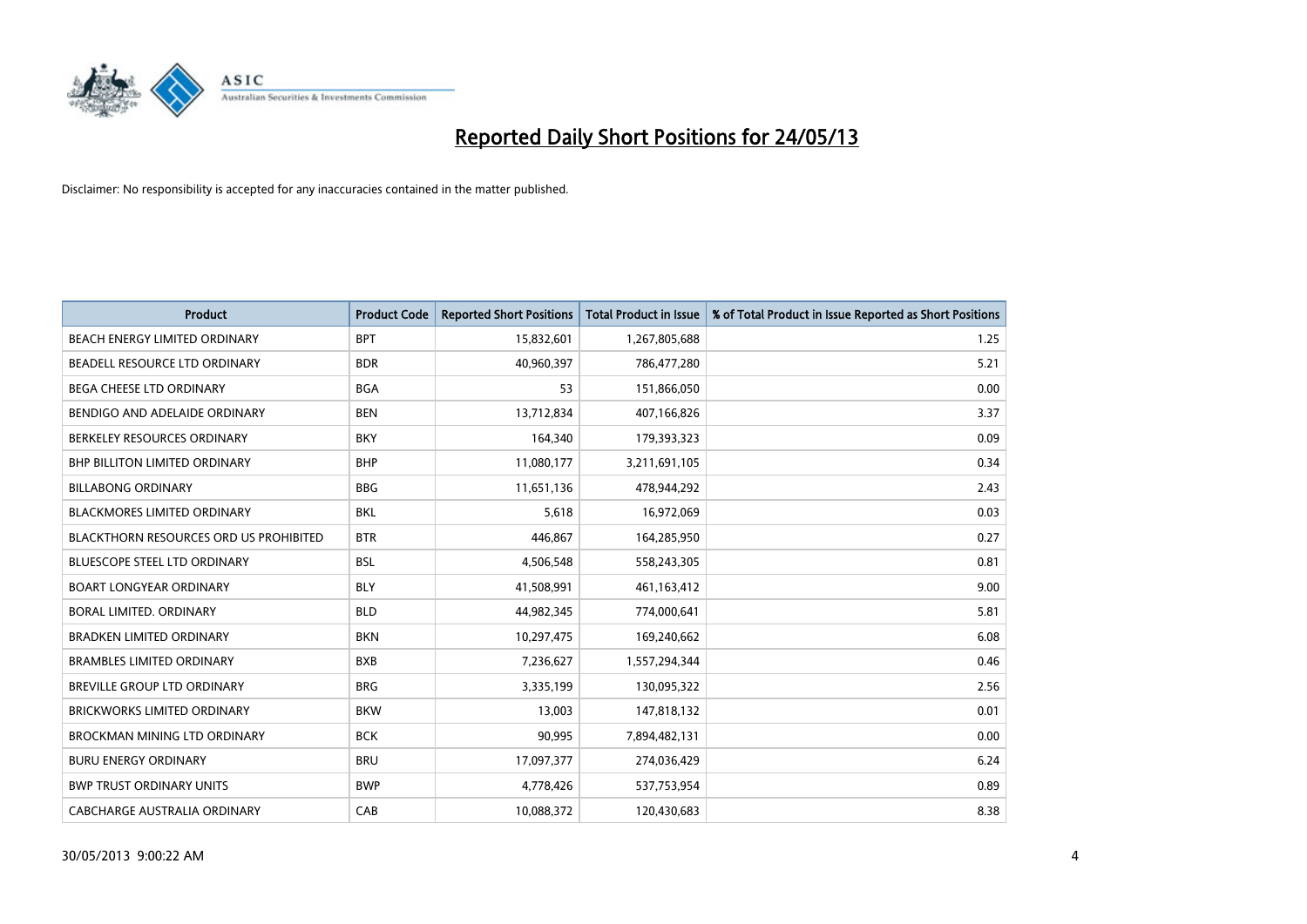# Reported Daily Short Positions for 24/05/13

Disclaimer: No responsibility is accepted for any inaccuracies contained in the matter published.

| Product | Product Code | Reported Short Positions | Total Product in Issue | % of Total Product in Issue Reported as Short Positions |
|---|---|---|---|---|
| BEACH ENERGY LIMITED ORDINARY | BPT | 15,832,601 | 1,267,805,688 | 1.25 |
| BEADELL RESOURCE LTD ORDINARY | BDR | 40,960,397 | 786,477,280 | 5.21 |
| BEGA CHEESE LTD ORDINARY | BGA | 53 | 151,866,050 | 0.00 |
| BENDIGO AND ADELAIDE ORDINARY | BEN | 13,712,834 | 407,166,826 | 3.37 |
| BERKELEY RESOURCES ORDINARY | BKY | 164,340 | 179,393,323 | 0.09 |
| BHP BILLITON LIMITED ORDINARY | BHP | 11,080,177 | 3,211,691,105 | 0.34 |
| BILLABONG ORDINARY | BBG | 11,651,136 | 478,944,292 | 2.43 |
| BLACKMORES LIMITED ORDINARY | BKL | 5,618 | 16,972,069 | 0.03 |
| BLACKTHORN RESOURCES ORD US PROHIBITED | BTR | 446,867 | 164,285,950 | 0.27 |
| BLUESCOPE STEEL LTD ORDINARY | BSL | 4,506,548 | 558,243,305 | 0.81 |
| BOART LONGYEAR ORDINARY | BLY | 41,508,991 | 461,163,412 | 9.00 |
| BORAL LIMITED. ORDINARY | BLD | 44,982,345 | 774,000,641 | 5.81 |
| BRADKEN LIMITED ORDINARY | BKN | 10,297,475 | 169,240,662 | 6.08 |
| BRAMBLES LIMITED ORDINARY | BXB | 7,236,627 | 1,557,294,344 | 0.46 |
| BREVILLE GROUP LTD ORDINARY | BRG | 3,335,199 | 130,095,322 | 2.56 |
| BRICKWORKS LIMITED ORDINARY | BKW | 13,003 | 147,818,132 | 0.01 |
| BROCKMAN MINING LTD ORDINARY | BCK | 90,995 | 7,894,482,131 | 0.00 |
| BURU ENERGY ORDINARY | BRU | 17,097,377 | 274,036,429 | 6.24 |
| BWP TRUST ORDINARY UNITS | BWP | 4,778,426 | 537,753,954 | 0.89 |
| CABCHARGE AUSTRALIA ORDINARY | CAB | 10,088,372 | 120,430,683 | 8.38 |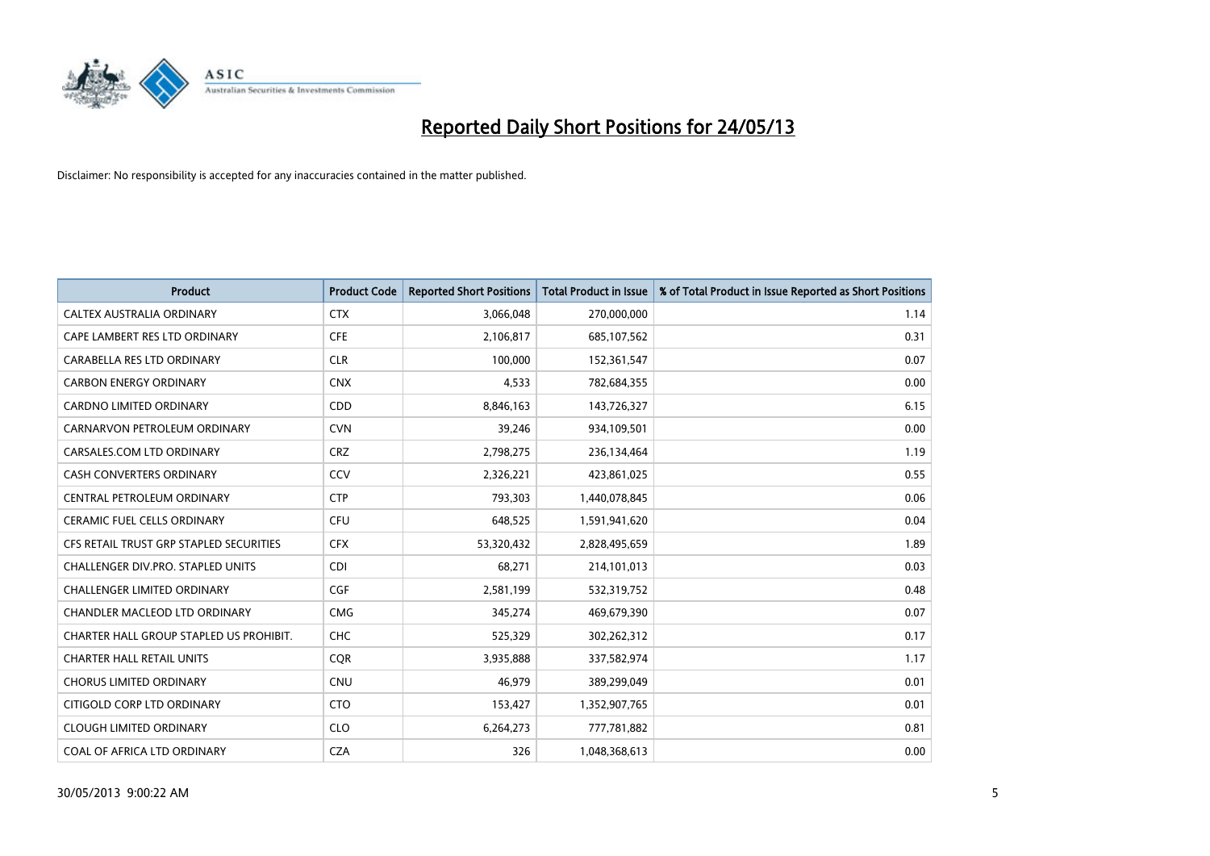# Reported Daily Short Positions for 24/05/13

Disclaimer: No responsibility is accepted for any inaccuracies contained in the matter published.

| Product | Product Code | Reported Short Positions | Total Product in Issue | % of Total Product in Issue Reported as Short Positions |
|---|---|---|---|---|
| CALTEX AUSTRALIA ORDINARY | CTX | 3,066,048 | 270,000,000 | 1.14 |
| CAPE LAMBERT RES LTD ORDINARY | CFE | 2,106,817 | 685,107,562 | 0.31 |
| CARABELLA RES LTD ORDINARY | CLR | 100,000 | 152,361,547 | 0.07 |
| CARBON ENERGY ORDINARY | CNX | 4,533 | 782,684,355 | 0.00 |
| CARDNO LIMITED ORDINARY | CDD | 8,846,163 | 143,726,327 | 6.15 |
| CARNARVON PETROLEUM ORDINARY | CVN | 39,246 | 934,109,501 | 0.00 |
| CARSALES.COM LTD ORDINARY | CRZ | 2,798,275 | 236,134,464 | 1.19 |
| CASH CONVERTERS ORDINARY | CCV | 2,326,221 | 423,861,025 | 0.55 |
| CENTRAL PETROLEUM ORDINARY | CTP | 793,303 | 1,440,078,845 | 0.06 |
| CERAMIC FUEL CELLS ORDINARY | CFU | 648,525 | 1,591,941,620 | 0.04 |
| CFS RETAIL TRUST GRP STAPLED SECURITIES | CFX | 53,320,432 | 2,828,495,659 | 1.89 |
| CHALLENGER DIV.PRO. STAPLED UNITS | CDI | 68,271 | 214,101,013 | 0.03 |
| CHALLENGER LIMITED ORDINARY | CGF | 2,581,199 | 532,319,752 | 0.48 |
| CHANDLER MACLEOD LTD ORDINARY | CMG | 345,274 | 469,679,390 | 0.07 |
| CHARTER HALL GROUP STAPLED US PROHIBIT. | CHC | 525,329 | 302,262,312 | 0.17 |
| CHARTER HALL RETAIL UNITS | CQR | 3,935,888 | 337,582,974 | 1.17 |
| CHORUS LIMITED ORDINARY | CNU | 46,979 | 389,299,049 | 0.01 |
| CITIGOLD CORP LTD ORDINARY | CTO | 153,427 | 1,352,907,765 | 0.01 |
| CLOUGH LIMITED ORDINARY | CLO | 6,264,273 | 777,781,882 | 0.81 |
| COAL OF AFRICA LTD ORDINARY | CZA | 326 | 1,048,368,613 | 0.00 |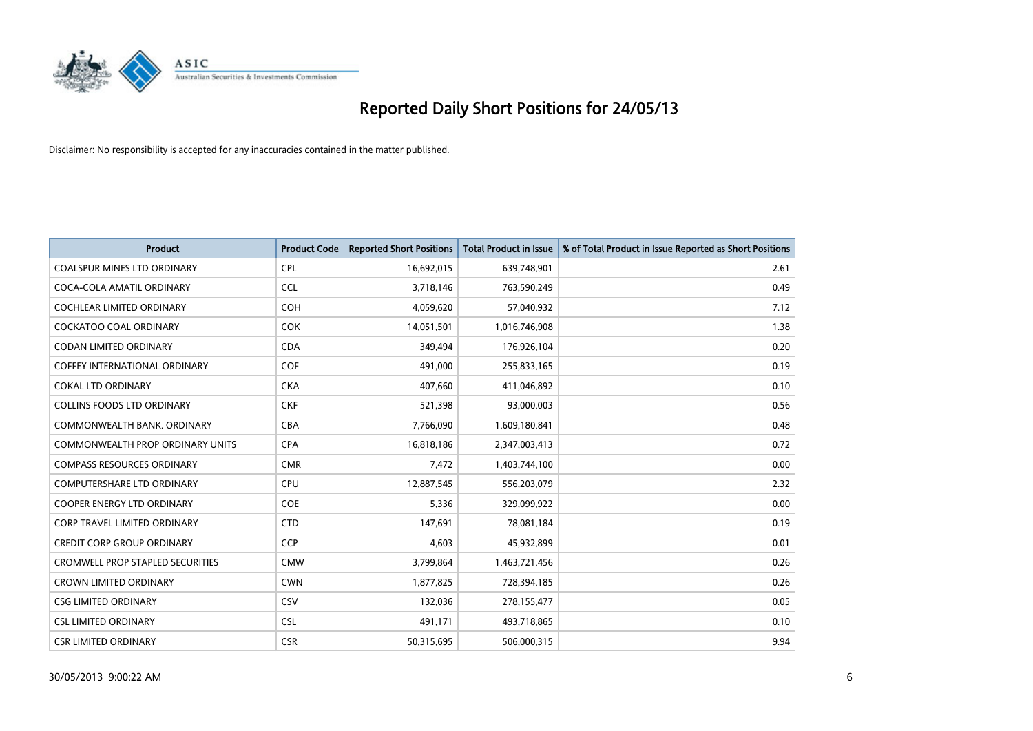# Reported Daily Short Positions for 24/05/13

Disclaimer: No responsibility is accepted for any inaccuracies contained in the matter published.

| Product | Product Code | Reported Short Positions | Total Product in Issue | % of Total Product in Issue Reported as Short Positions |
|---|---|---|---|---|
| COALSPUR MINES LTD ORDINARY | CPL | 16,692,015 | 639,748,901 | 2.61 |
| COCA-COLA AMATIL ORDINARY | CCL | 3,718,146 | 763,590,249 | 0.49 |
| COCHLEAR LIMITED ORDINARY | COH | 4,059,620 | 57,040,932 | 7.12 |
| COCKATOO COAL ORDINARY | COK | 14,051,501 | 1,016,746,908 | 1.38 |
| CODAN LIMITED ORDINARY | CDA | 349,494 | 176,926,104 | 0.20 |
| COFFEY INTERNATIONAL ORDINARY | COF | 491,000 | 255,833,165 | 0.19 |
| COKAL LTD ORDINARY | CKA | 407,660 | 411,046,892 | 0.10 |
| COLLINS FOODS LTD ORDINARY | CKF | 521,398 | 93,000,003 | 0.56 |
| COMMONWEALTH BANK. ORDINARY | CBA | 7,766,090 | 1,609,180,841 | 0.48 |
| COMMONWEALTH PROP ORDINARY UNITS | CPA | 16,818,186 | 2,347,003,413 | 0.72 |
| COMPASS RESOURCES ORDINARY | CMR | 7,472 | 1,403,744,100 | 0.00 |
| COMPUTERSHARE LTD ORDINARY | CPU | 12,887,545 | 556,203,079 | 2.32 |
| COOPER ENERGY LTD ORDINARY | COE | 5,336 | 329,099,922 | 0.00 |
| CORP TRAVEL LIMITED ORDINARY | CTD | 147,691 | 78,081,184 | 0.19 |
| CREDIT CORP GROUP ORDINARY | CCP | 4,603 | 45,932,899 | 0.01 |
| CROMWELL PROP STAPLED SECURITIES | CMW | 3,799,864 | 1,463,721,456 | 0.26 |
| CROWN LIMITED ORDINARY | CWN | 1,877,825 | 728,394,185 | 0.26 |
| CSG LIMITED ORDINARY | CSV | 132,036 | 278,155,477 | 0.05 |
| CSL LIMITED ORDINARY | CSL | 491,171 | 493,718,865 | 0.10 |
| CSR LIMITED ORDINARY | CSR | 50,315,695 | 506,000,315 | 9.94 |

30/05/2013 9:00:22 AM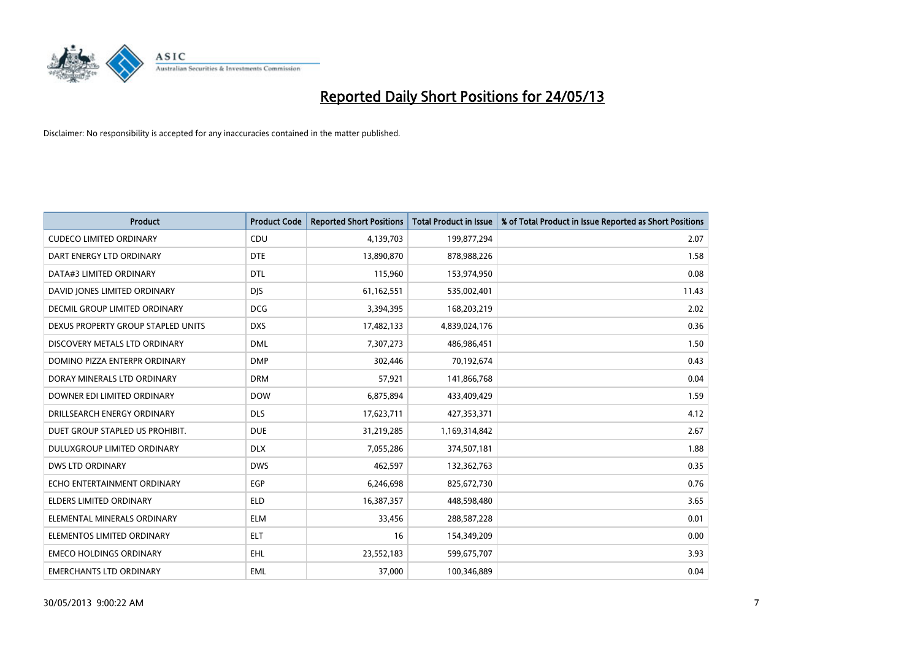# Reported Daily Short Positions for 24/05/13

Disclaimer: No responsibility is accepted for any inaccuracies contained in the matter published.

| Product | Product Code | Reported Short Positions | Total Product in Issue | % of Total Product in Issue Reported as Short Positions |
|---|---|---|---|---|
| CUDECO LIMITED ORDINARY | CDU | 4,139,703 | 199,877,294 | 2.07 |
| DART ENERGY LTD ORDINARY | DTE | 13,890,870 | 878,988,226 | 1.58 |
| DATA#3 LIMITED ORDINARY | DTL | 115,960 | 153,974,950 | 0.08 |
| DAVID JONES LIMITED ORDINARY | DJS | 61,162,551 | 535,002,401 | 11.43 |
| DECMIL GROUP LIMITED ORDINARY | DCG | 3,394,395 | 168,203,219 | 2.02 |
| DEXUS PROPERTY GROUP STAPLED UNITS | DXS | 17,482,133 | 4,839,024,176 | 0.36 |
| DISCOVERY METALS LTD ORDINARY | DML | 7,307,273 | 486,986,451 | 1.50 |
| DOMINO PIZZA ENTERPR ORDINARY | DMP | 302,446 | 70,192,674 | 0.43 |
| DORAY MINERALS LTD ORDINARY | DRM | 57,921 | 141,866,768 | 0.04 |
| DOWNER EDI LIMITED ORDINARY | DOW | 6,875,894 | 433,409,429 | 1.59 |
| DRILLSEARCH ENERGY ORDINARY | DLS | 17,623,711 | 427,353,371 | 4.12 |
| DUET GROUP STAPLED US PROHIBIT. | DUE | 31,219,285 | 1,169,314,842 | 2.67 |
| DULUXGROUP LIMITED ORDINARY | DLX | 7,055,286 | 374,507,181 | 1.88 |
| DWS LTD ORDINARY | DWS | 462,597 | 132,362,763 | 0.35 |
| ECHO ENTERTAINMENT ORDINARY | EGP | 6,246,698 | 825,672,730 | 0.76 |
| ELDERS LIMITED ORDINARY | ELD | 16,387,357 | 448,598,480 | 3.65 |
| ELEMENTAL MINERALS ORDINARY | ELM | 33,456 | 288,587,228 | 0.01 |
| ELEMENTOS LIMITED ORDINARY | ELT | 16 | 154,349,209 | 0.00 |
| EMECO HOLDINGS ORDINARY | EHL | 23,552,183 | 599,675,707 | 3.93 |
| EMERCHANTS LTD ORDINARY | EML | 37,000 | 100,346,889 | 0.04 |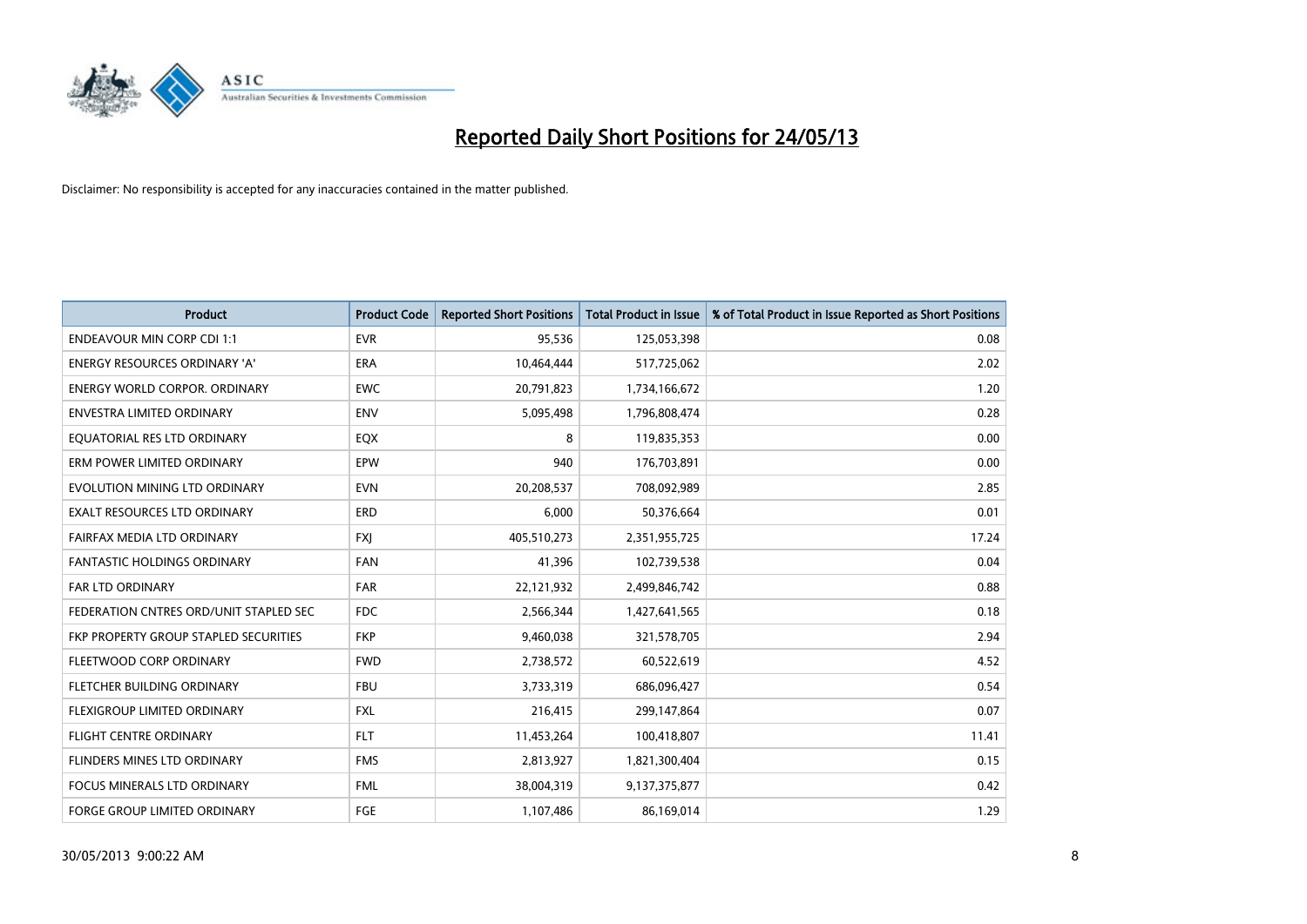# Reported Daily Short Positions for 24/05/13

Disclaimer: No responsibility is accepted for any inaccuracies contained in the matter published.

| Product | Product Code | Reported Short Positions | Total Product in Issue | % of Total Product in Issue Reported as Short Positions |
|---|---|---|---|---|
| ENDEAVOUR MIN CORP CDI 1:1 | EVR | 95,536 | 125,053,398 | 0.08 |
| ENERGY RESOURCES ORDINARY 'A' | ERA | 10,464,444 | 517,725,062 | 2.02 |
| ENERGY WORLD CORPOR. ORDINARY | EWC | 20,791,823 | 1,734,166,672 | 1.20 |
| ENVESTRA LIMITED ORDINARY | ENV | 5,095,498 | 1,796,808,474 | 0.28 |
| EQUATORIAL RES LTD ORDINARY | EQX | 8 | 119,835,353 | 0.00 |
| ERM POWER LIMITED ORDINARY | EPW | 940 | 176,703,891 | 0.00 |
| EVOLUTION MINING LTD ORDINARY | EVN | 20,208,537 | 708,092,989 | 2.85 |
| EXALT RESOURCES LTD ORDINARY | ERD | 6,000 | 50,376,664 | 0.01 |
| FAIRFAX MEDIA LTD ORDINARY | FXJ | 405,510,273 | 2,351,955,725 | 17.24 |
| FANTASTIC HOLDINGS ORDINARY | FAN | 41,396 | 102,739,538 | 0.04 |
| FAR LTD ORDINARY | FAR | 22,121,932 | 2,499,846,742 | 0.88 |
| FEDERATION CNTRES ORD/UNIT STAPLED SEC | FDC | 2,566,344 | 1,427,641,565 | 0.18 |
| FKP PROPERTY GROUP STAPLED SECURITIES | FKP | 9,460,038 | 321,578,705 | 2.94 |
| FLEETWOOD CORP ORDINARY | FWD | 2,738,572 | 60,522,619 | 4.52 |
| FLETCHER BUILDING ORDINARY | FBU | 3,733,319 | 686,096,427 | 0.54 |
| FLEXIGROUP LIMITED ORDINARY | FXL | 216,415 | 299,147,864 | 0.07 |
| FLIGHT CENTRE ORDINARY | FLT | 11,453,264 | 100,418,807 | 11.41 |
| FLINDERS MINES LTD ORDINARY | FMS | 2,813,927 | 1,821,300,404 | 0.15 |
| FOCUS MINERALS LTD ORDINARY | FML | 38,004,319 | 9,137,375,877 | 0.42 |
| FORGE GROUP LIMITED ORDINARY | FGE | 1,107,486 | 86,169,014 | 1.29 |

30/05/2013 9:00:22 AM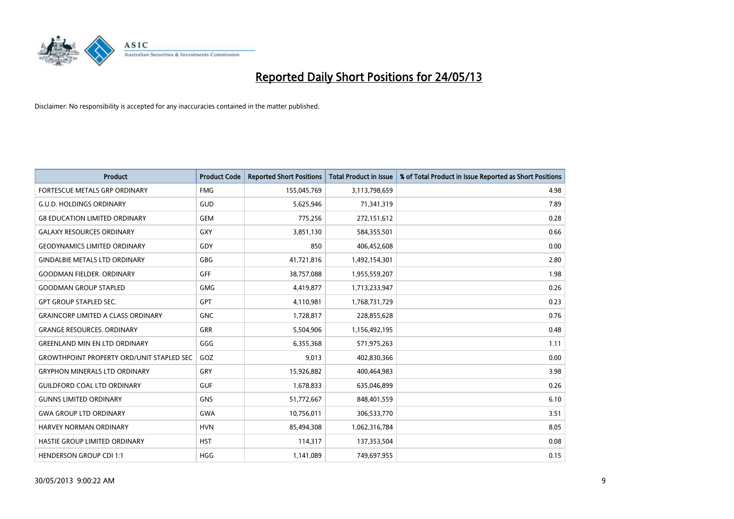# Reported Daily Short Positions for 24/05/13

Disclaimer: No responsibility is accepted for any inaccuracies contained in the matter published.

| Product | Product Code | Reported Short Positions | Total Product in Issue | % of Total Product in Issue Reported as Short Positions |
|---|---|---|---|---|
| FORTESCUE METALS GRP ORDINARY | FMG | 155,045,769 | 3,113,798,659 | 4.98 |
| G.U.D. HOLDINGS ORDINARY | GUD | 5,625,946 | 71,341,319 | 7.89 |
| G8 EDUCATION LIMITED ORDINARY | GEM | 775,256 | 272,151,612 | 0.28 |
| GALAXY RESOURCES ORDINARY | GXY | 3,851,130 | 584,355,501 | 0.66 |
| GEODYNAMICS LIMITED ORDINARY | GDY | 850 | 406,452,608 | 0.00 |
| GINDALBIE METALS LTD ORDINARY | GBG | 41,721,816 | 1,492,154,301 | 2.80 |
| GOODMAN FIELDER. ORDINARY | GFF | 38,757,088 | 1,955,559,207 | 1.98 |
| GOODMAN GROUP STAPLED | GMG | 4,419,877 | 1,713,233,947 | 0.26 |
| GPT GROUP STAPLED SEC. | GPT | 4,110,981 | 1,768,731,729 | 0.23 |
| GRAINCORP LIMITED A CLASS ORDINARY | GNC | 1,728,817 | 228,855,628 | 0.76 |
| GRANGE RESOURCES. ORDINARY | GRR | 5,504,906 | 1,156,492,195 | 0.48 |
| GREENLAND MIN EN LTD ORDINARY | GGG | 6,355,368 | 571,975,263 | 1.11 |
| GROWTHPOINT PROPERTY ORD/UNIT STAPLED SEC | GOZ | 9,013 | 402,830,366 | 0.00 |
| GRYPHON MINERALS LTD ORDINARY | GRY | 15,926,882 | 400,464,983 | 3.98 |
| GUILDFORD COAL LTD ORDINARY | GUF | 1,678,833 | 635,046,899 | 0.26 |
| GUNNS LIMITED ORDINARY | GNS | 51,772,667 | 848,401,559 | 6.10 |
| GWA GROUP LTD ORDINARY | GWA | 10,756,011 | 306,533,770 | 3.51 |
| HARVEY NORMAN ORDINARY | HVN | 85,494,308 | 1,062,316,784 | 8.05 |
| HASTIE GROUP LIMITED ORDINARY | HST | 114,317 | 137,353,504 | 0.08 |
| HENDERSON GROUP CDI 1:1 | HGG | 1,141,089 | 749,697,955 | 0.15 |

30/05/2013 9:00:22 AM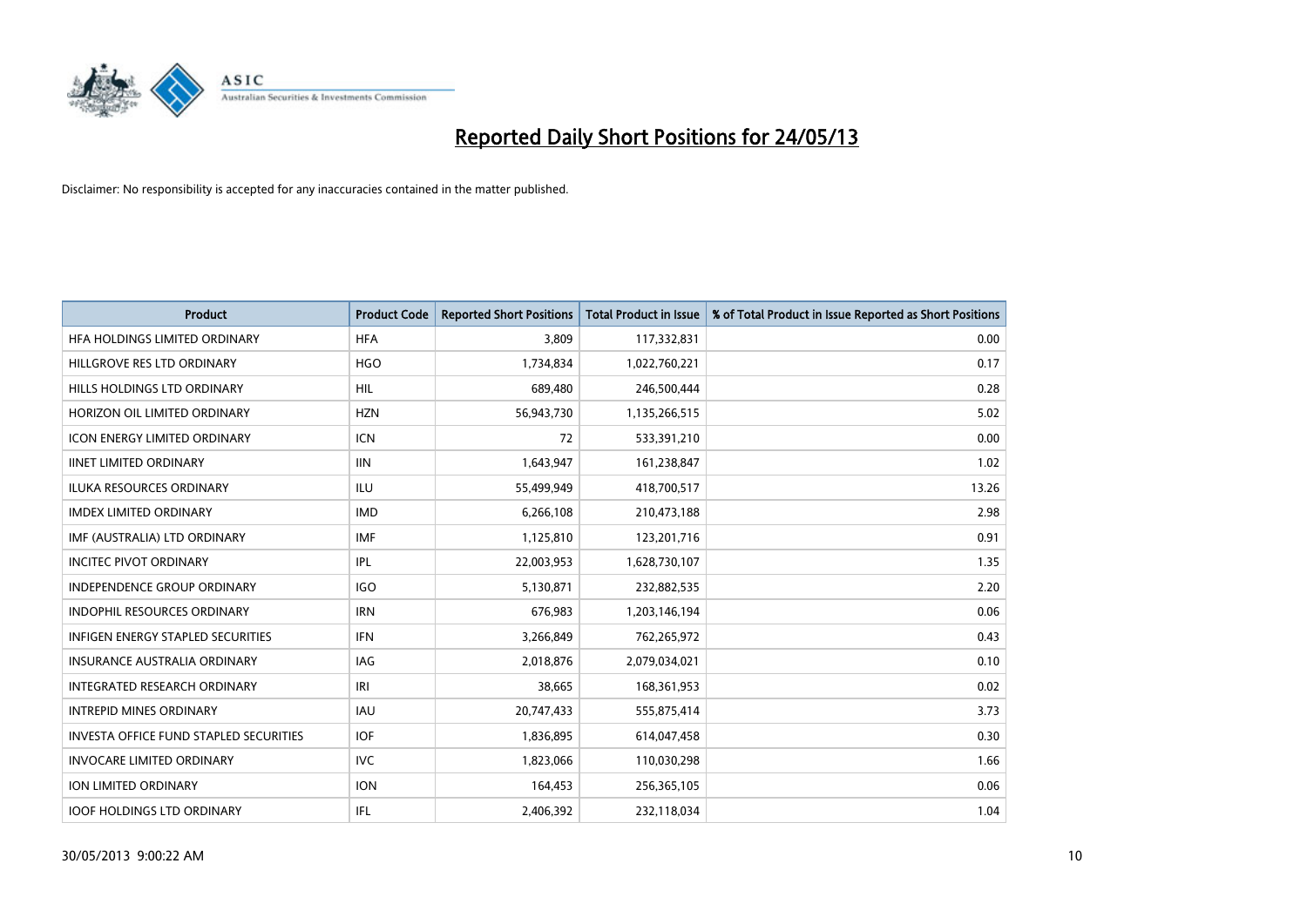# Reported Daily Short Positions for 24/05/13

Disclaimer: No responsibility is accepted for any inaccuracies contained in the matter published.

| Product | Product Code | Reported Short Positions | Total Product in Issue | % of Total Product in Issue Reported as Short Positions |
|---|---|---|---|---|
| HFA HOLDINGS LIMITED ORDINARY | HFA | 3,809 | 117,332,831 | 0.00 |
| HILLGROVE RES LTD ORDINARY | HGO | 1,734,834 | 1,022,760,221 | 0.17 |
| HILLS HOLDINGS LTD ORDINARY | HIL | 689,480 | 246,500,444 | 0.28 |
| HORIZON OIL LIMITED ORDINARY | HZN | 56,943,730 | 1,135,266,515 | 5.02 |
| ICON ENERGY LIMITED ORDINARY | ICN | 72 | 533,391,210 | 0.00 |
| IINET LIMITED ORDINARY | IIN | 1,643,947 | 161,238,847 | 1.02 |
| ILUKA RESOURCES ORDINARY | ILU | 55,499,949 | 418,700,517 | 13.26 |
| IMDEX LIMITED ORDINARY | IMD | 6,266,108 | 210,473,188 | 2.98 |
| IMF (AUSTRALIA) LTD ORDINARY | IMF | 1,125,810 | 123,201,716 | 0.91 |
| INCITEC PIVOT ORDINARY | IPL | 22,003,953 | 1,628,730,107 | 1.35 |
| INDEPENDENCE GROUP ORDINARY | IGO | 5,130,871 | 232,882,535 | 2.20 |
| INDOPHIL RESOURCES ORDINARY | IRN | 676,983 | 1,203,146,194 | 0.06 |
| INFIGEN ENERGY STAPLED SECURITIES | IFN | 3,266,849 | 762,265,972 | 0.43 |
| INSURANCE AUSTRALIA ORDINARY | IAG | 2,018,876 | 2,079,034,021 | 0.10 |
| INTEGRATED RESEARCH ORDINARY | IRI | 38,665 | 168,361,953 | 0.02 |
| INTREPID MINES ORDINARY | IAU | 20,747,433 | 555,875,414 | 3.73 |
| INVESTA OFFICE FUND STAPLED SECURITIES | IOF | 1,836,895 | 614,047,458 | 0.30 |
| INVOCARE LIMITED ORDINARY | IVC | 1,823,066 | 110,030,298 | 1.66 |
| ION LIMITED ORDINARY | ION | 164,453 | 256,365,105 | 0.06 |
| IOOF HOLDINGS LTD ORDINARY | IFL | 2,406,392 | 232,118,034 | 1.04 |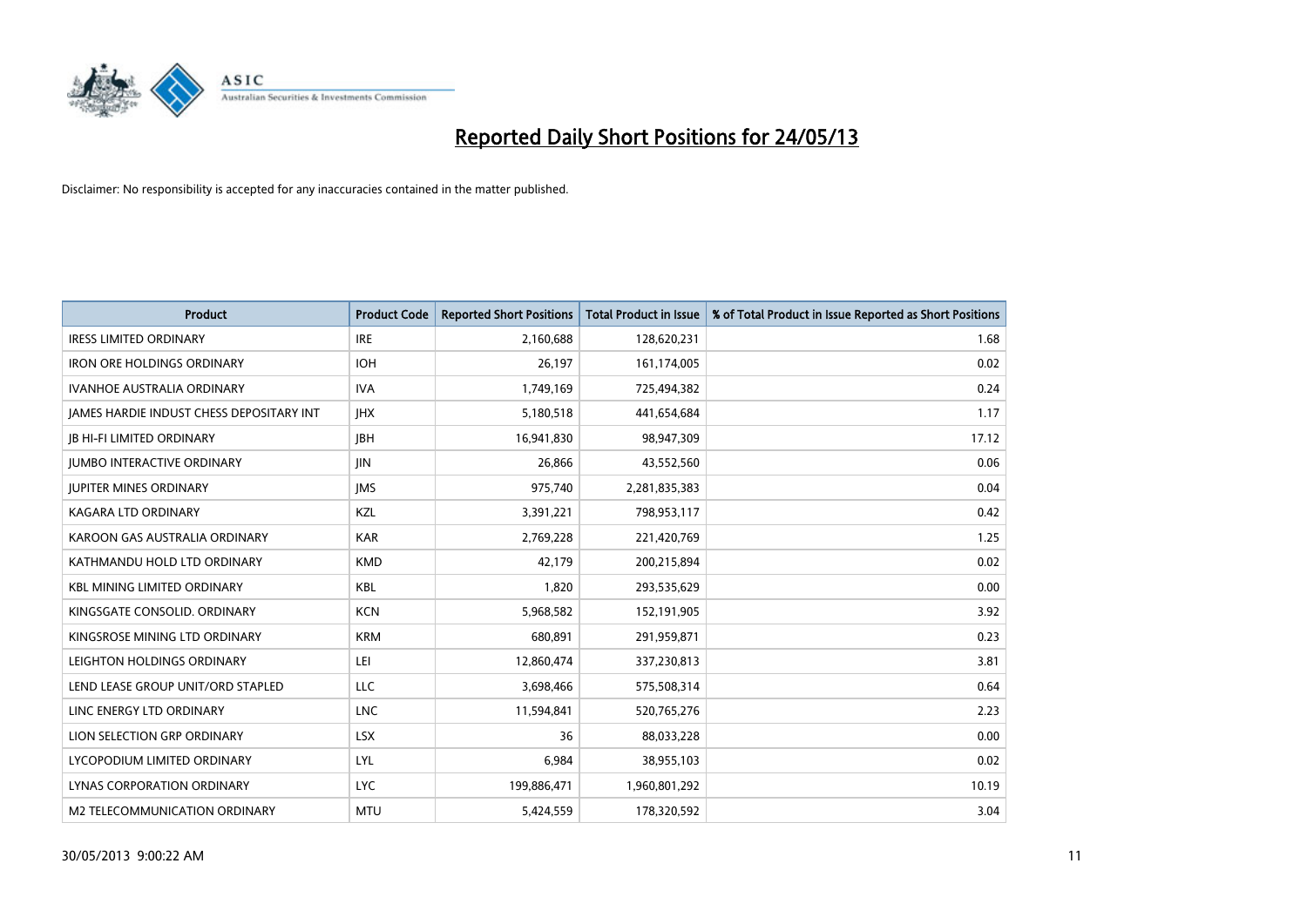# Reported Daily Short Positions for 24/05/13

Disclaimer: No responsibility is accepted for any inaccuracies contained in the matter published.

| Product | Product Code | Reported Short Positions | Total Product in Issue | % of Total Product in Issue Reported as Short Positions |
|---|---|---|---|---|
| IRESS LIMITED ORDINARY | IRE | 2,160,688 | 128,620,231 | 1.68 |
| IRON ORE HOLDINGS ORDINARY | IOH | 26,197 | 161,174,005 | 0.02 |
| IVANHOE AUSTRALIA ORDINARY | IVA | 1,749,169 | 725,494,382 | 0.24 |
| JAMES HARDIE INDUST CHESS DEPOSITARY INT | JHX | 5,180,518 | 441,654,684 | 1.17 |
| JB HI-FI LIMITED ORDINARY | JBH | 16,941,830 | 98,947,309 | 17.12 |
| JUMBO INTERACTIVE ORDINARY | JIN | 26,866 | 43,552,560 | 0.06 |
| JUPITER MINES ORDINARY | JMS | 975,740 | 2,281,835,383 | 0.04 |
| KAGARA LTD ORDINARY | KZL | 3,391,221 | 798,953,117 | 0.42 |
| KAROON GAS AUSTRALIA ORDINARY | KAR | 2,769,228 | 221,420,769 | 1.25 |
| KATHMANDU HOLD LTD ORDINARY | KMD | 42,179 | 200,215,894 | 0.02 |
| KBL MINING LIMITED ORDINARY | KBL | 1,820 | 293,535,629 | 0.00 |
| KINGSGATE CONSOLID. ORDINARY | KCN | 5,968,582 | 152,191,905 | 3.92 |
| KINGSROSE MINING LTD ORDINARY | KRM | 680,891 | 291,959,871 | 0.23 |
| LEIGHTON HOLDINGS ORDINARY | LEI | 12,860,474 | 337,230,813 | 3.81 |
| LEND LEASE GROUP UNIT/ORD STAPLED | LLC | 3,698,466 | 575,508,314 | 0.64 |
| LINC ENERGY LTD ORDINARY | LNC | 11,594,841 | 520,765,276 | 2.23 |
| LION SELECTION GRP ORDINARY | LSX | 36 | 88,033,228 | 0.00 |
| LYCOPODIUM LIMITED ORDINARY | LYL | 6,984 | 38,955,103 | 0.02 |
| LYNAS CORPORATION ORDINARY | LYC | 199,886,471 | 1,960,801,292 | 10.19 |
| M2 TELECOMMUNICATION ORDINARY | MTU | 5,424,559 | 178,320,592 | 3.04 |

30/05/2013 9:00:22 AM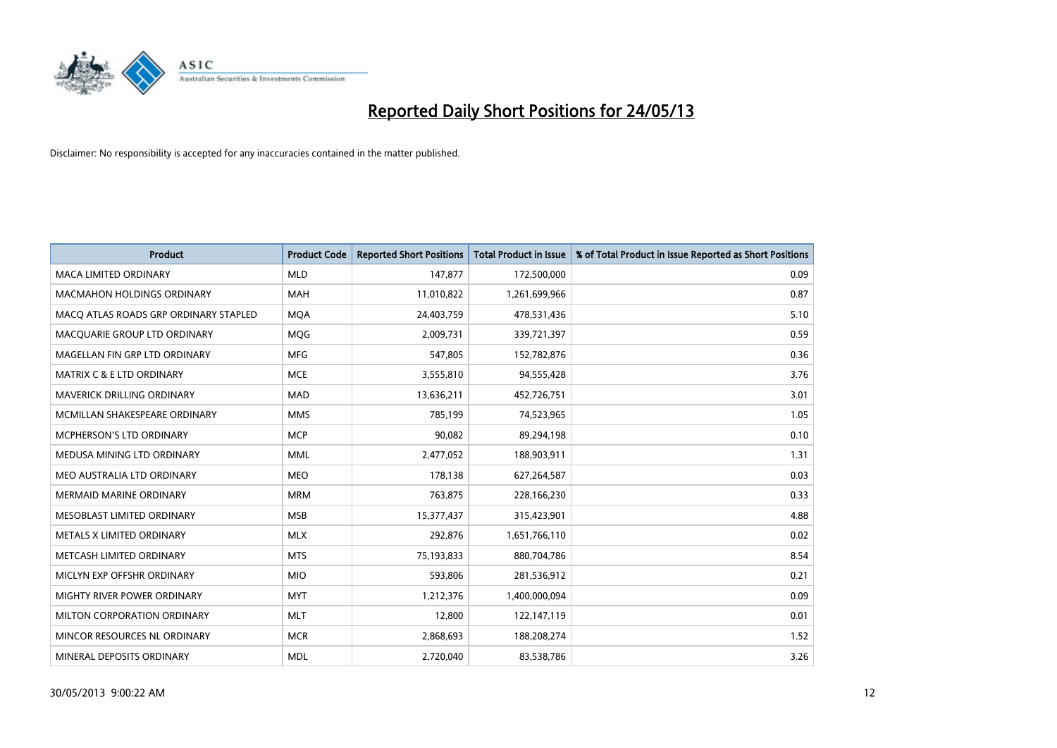# Reported Daily Short Positions for 24/05/13

Disclaimer: No responsibility is accepted for any inaccuracies contained in the matter published.

| Product | Product Code | Reported Short Positions | Total Product in Issue | % of Total Product in Issue Reported as Short Positions |
| --- | --- | --- | --- | --- |
| MACA LIMITED ORDINARY | MLD | 147,877 | 172,500,000 | 0.09 |
| MACMAHON HOLDINGS ORDINARY | MAH | 11,010,822 | 1,261,699,966 | 0.87 |
| MACQ ATLAS ROADS GRP ORDINARY STAPLED | MQA | 24,403,759 | 478,531,436 | 5.10 |
| MACQUARIE GROUP LTD ORDINARY | MQG | 2,009,731 | 339,721,397 | 0.59 |
| MAGELLAN FIN GRP LTD ORDINARY | MFG | 547,805 | 152,782,876 | 0.36 |
| MATRIX C & E LTD ORDINARY | MCE | 3,555,810 | 94,555,428 | 3.76 |
| MAVERICK DRILLING ORDINARY | MAD | 13,636,211 | 452,726,751 | 3.01 |
| MCMILLAN SHAKESPEARE ORDINARY | MMS | 785,199 | 74,523,965 | 1.05 |
| MCPHERSON'S LTD ORDINARY | MCP | 90,082 | 89,294,198 | 0.10 |
| MEDUSA MINING LTD ORDINARY | MML | 2,477,052 | 188,903,911 | 1.31 |
| MEO AUSTRALIA LTD ORDINARY | MEO | 178,138 | 627,264,587 | 0.03 |
| MERMAID MARINE ORDINARY | MRM | 763,875 | 228,166,230 | 0.33 |
| MESOBLAST LIMITED ORDINARY | MSB | 15,377,437 | 315,423,901 | 4.88 |
| METALS X LIMITED ORDINARY | MLX | 292,876 | 1,651,766,110 | 0.02 |
| METCASH LIMITED ORDINARY | MTS | 75,193,833 | 880,704,786 | 8.54 |
| MICLYN EXP OFFSHR ORDINARY | MIO | 593,806 | 281,536,912 | 0.21 |
| MIGHTY RIVER POWER ORDINARY | MYT | 1,212,376 | 1,400,000,094 | 0.09 |
| MILTON CORPORATION ORDINARY | MLT | 12,800 | 122,147,119 | 0.01 |
| MINCOR RESOURCES NL ORDINARY | MCR | 2,868,693 | 188,208,274 | 1.52 |
| MINERAL DEPOSITS ORDINARY | MDL | 2,720,040 | 83,538,786 | 3.26 |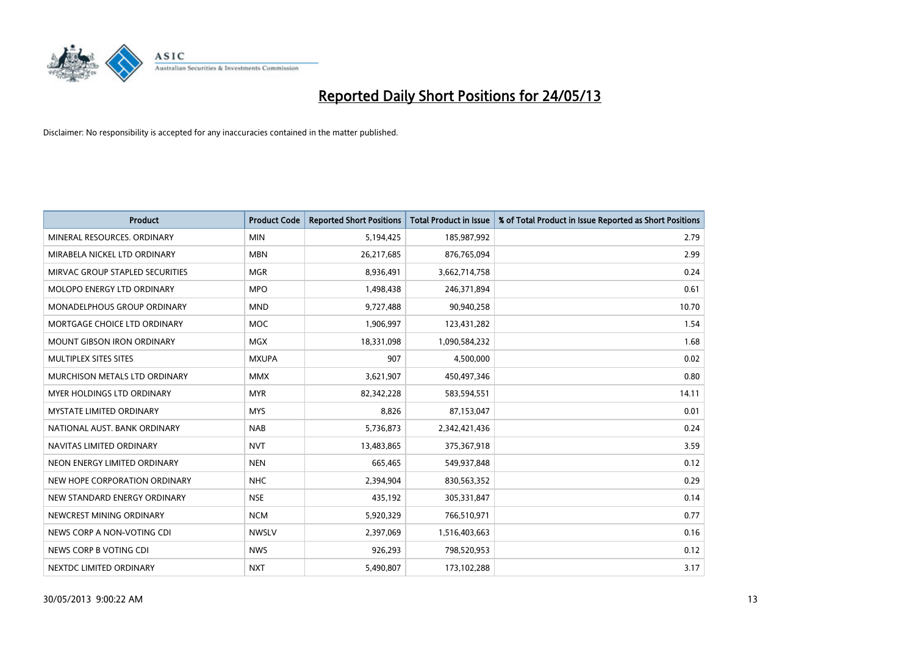# Reported Daily Short Positions for 24/05/13

Disclaimer: No responsibility is accepted for any inaccuracies contained in the matter published.

| Product | Product Code | Reported Short Positions | Total Product in Issue | % of Total Product in Issue Reported as Short Positions |
|---|---|---|---|---|
| MINERAL RESOURCES. ORDINARY | MIN | 5,194,425 | 185,987,992 | 2.79 |
| MIRABELA NICKEL LTD ORDINARY | MBN | 26,217,685 | 876,765,094 | 2.99 |
| MIRVAC GROUP STAPLED SECURITIES | MGR | 8,936,491 | 3,662,714,758 | 0.24 |
| MOLOPO ENERGY LTD ORDINARY | MPO | 1,498,438 | 246,371,894 | 0.61 |
| MONADELPHOUS GROUP ORDINARY | MND | 9,727,488 | 90,940,258 | 10.70 |
| MORTGAGE CHOICE LTD ORDINARY | MOC | 1,906,997 | 123,431,282 | 1.54 |
| MOUNT GIBSON IRON ORDINARY | MGX | 18,331,098 | 1,090,584,232 | 1.68 |
| MULTIPLEX SITES SITES | MXUPA | 907 | 4,500,000 | 0.02 |
| MURCHISON METALS LTD ORDINARY | MMX | 3,621,907 | 450,497,346 | 0.80 |
| MYER HOLDINGS LTD ORDINARY | MYR | 82,342,228 | 583,594,551 | 14.11 |
| MYSTATE LIMITED ORDINARY | MYS | 8,826 | 87,153,047 | 0.01 |
| NATIONAL AUST. BANK ORDINARY | NAB | 5,736,873 | 2,342,421,436 | 0.24 |
| NAVITAS LIMITED ORDINARY | NVT | 13,483,865 | 375,367,918 | 3.59 |
| NEON ENERGY LIMITED ORDINARY | NEN | 665,465 | 549,937,848 | 0.12 |
| NEW HOPE CORPORATION ORDINARY | NHC | 2,394,904 | 830,563,352 | 0.29 |
| NEW STANDARD ENERGY ORDINARY | NSE | 435,192 | 305,331,847 | 0.14 |
| NEWCREST MINING ORDINARY | NCM | 5,920,329 | 766,510,971 | 0.77 |
| NEWS CORP A NON-VOTING CDI | NWSLV | 2,397,069 | 1,516,403,663 | 0.16 |
| NEWS CORP B VOTING CDI | NWS | 926,293 | 798,520,953 | 0.12 |
| NEXTDC LIMITED ORDINARY | NXT | 5,490,807 | 173,102,288 | 3.17 |

30/05/2013 9:00:22 AM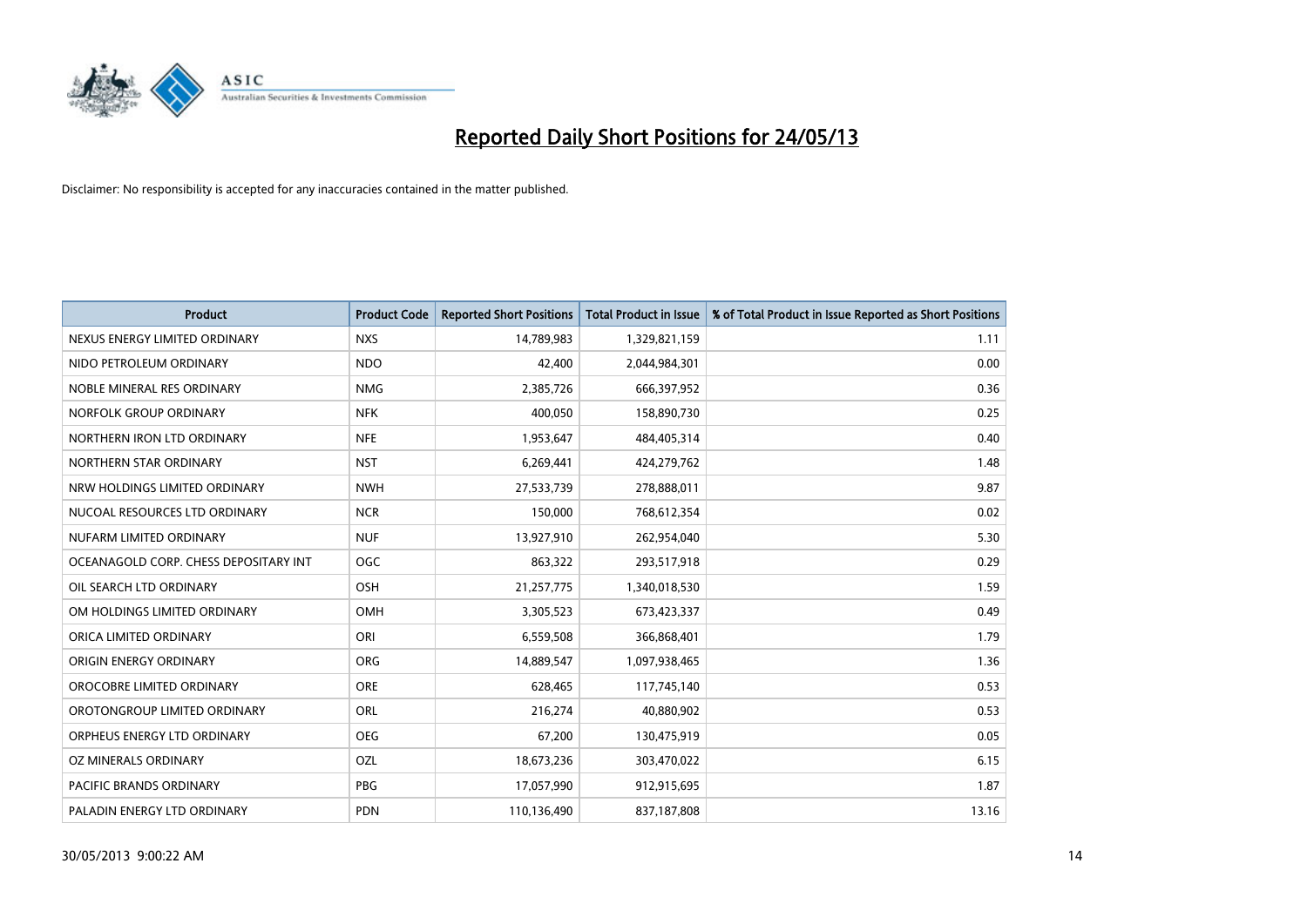# Reported Daily Short Positions for 24/05/13

Disclaimer: No responsibility is accepted for any inaccuracies contained in the matter published.

| Product | Product Code | Reported Short Positions | Total Product in Issue | % of Total Product in Issue Reported as Short Positions |
|---|---|---|---|---|
| NEXUS ENERGY LIMITED ORDINARY | NXS | 14,789,983 | 1,329,821,159 | 1.11 |
| NIDO PETROLEUM ORDINARY | NDO | 42,400 | 2,044,984,301 | 0.00 |
| NOBLE MINERAL RES ORDINARY | NMG | 2,385,726 | 666,397,952 | 0.36 |
| NORFOLK GROUP ORDINARY | NFK | 400,050 | 158,890,730 | 0.25 |
| NORTHERN IRON LTD ORDINARY | NFE | 1,953,647 | 484,405,314 | 0.40 |
| NORTHERN STAR ORDINARY | NST | 6,269,441 | 424,279,762 | 1.48 |
| NRW HOLDINGS LIMITED ORDINARY | NWH | 27,533,739 | 278,888,011 | 9.87 |
| NUCOAL RESOURCES LTD ORDINARY | NCR | 150,000 | 768,612,354 | 0.02 |
| NUFARM LIMITED ORDINARY | NUF | 13,927,910 | 262,954,040 | 5.30 |
| OCEANAGOLD CORP. CHESS DEPOSITARY INT | OGC | 863,322 | 293,517,918 | 0.29 |
| OIL SEARCH LTD ORDINARY | OSH | 21,257,775 | 1,340,018,530 | 1.59 |
| OM HOLDINGS LIMITED ORDINARY | OMH | 3,305,523 | 673,423,337 | 0.49 |
| ORICA LIMITED ORDINARY | ORI | 6,559,508 | 366,868,401 | 1.79 |
| ORIGIN ENERGY ORDINARY | ORG | 14,889,547 | 1,097,938,465 | 1.36 |
| OROCOBRE LIMITED ORDINARY | ORE | 628,465 | 117,745,140 | 0.53 |
| OROTONGROUP LIMITED ORDINARY | ORL | 216,274 | 40,880,902 | 0.53 |
| ORPHEUS ENERGY LTD ORDINARY | OEG | 67,200 | 130,475,919 | 0.05 |
| OZ MINERALS ORDINARY | OZL | 18,673,236 | 303,470,022 | 6.15 |
| PACIFIC BRANDS ORDINARY | PBG | 17,057,990 | 912,915,695 | 1.87 |
| PALADIN ENERGY LTD ORDINARY | PDN | 110,136,490 | 837,187,808 | 13.16 |

30/05/2013 9:00:22 AM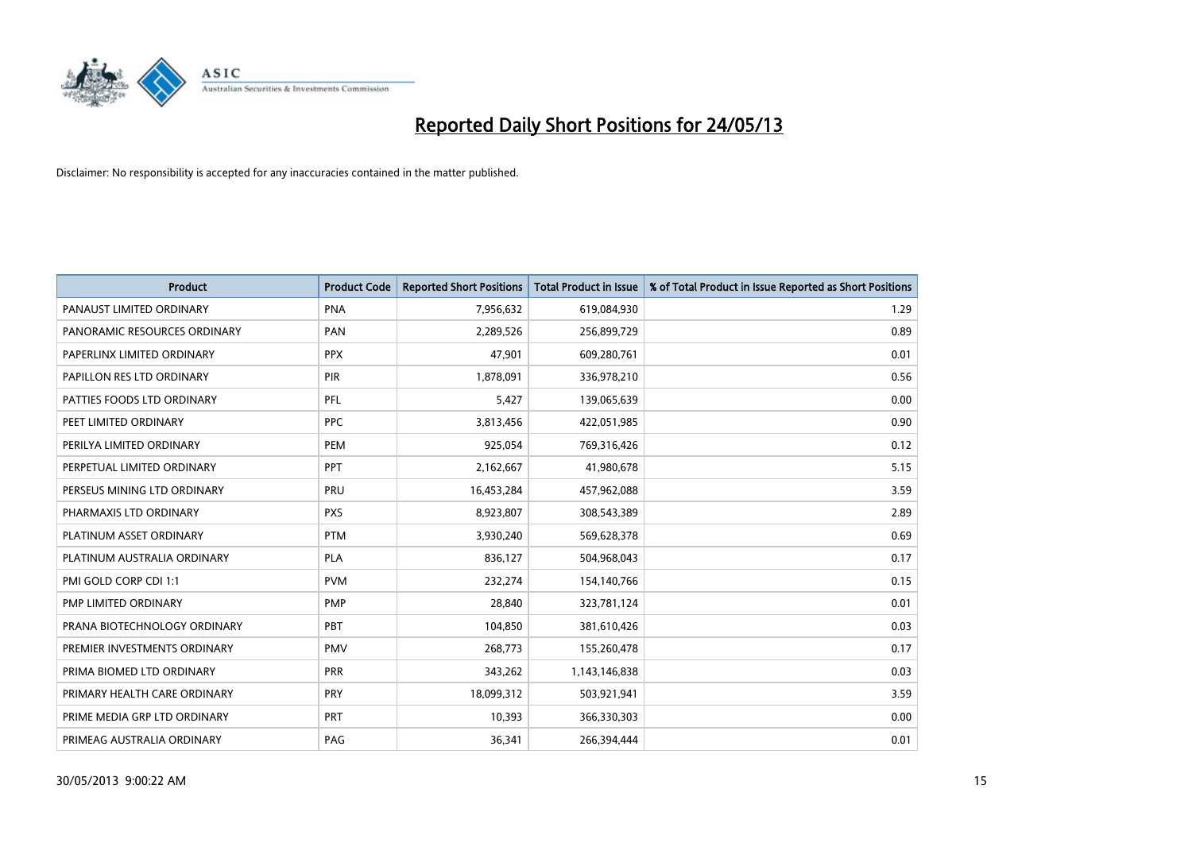# Reported Daily Short Positions for 24/05/13

Disclaimer: No responsibility is accepted for any inaccuracies contained in the matter published.

| Product | Product Code | Reported Short Positions | Total Product in Issue | % of Total Product in Issue Reported as Short Positions |
|---|---|---|---|---|
| PANAUST LIMITED ORDINARY | PNA | 7,956,632 | 619,084,930 | 1.29 |
| PANORAMIC RESOURCES ORDINARY | PAN | 2,289,526 | 256,899,729 | 0.89 |
| PAPERLINX LIMITED ORDINARY | PPX | 47,901 | 609,280,761 | 0.01 |
| PAPILLON RES LTD ORDINARY | PIR | 1,878,091 | 336,978,210 | 0.56 |
| PATTIES FOODS LTD ORDINARY | PFL | 5,427 | 139,065,639 | 0.00 |
| PEET LIMITED ORDINARY | PPC | 3,813,456 | 422,051,985 | 0.90 |
| PERILYA LIMITED ORDINARY | PEM | 925,054 | 769,316,426 | 0.12 |
| PERPETUAL LIMITED ORDINARY | PPT | 2,162,667 | 41,980,678 | 5.15 |
| PERSEUS MINING LTD ORDINARY | PRU | 16,453,284 | 457,962,088 | 3.59 |
| PHARMAXIS LTD ORDINARY | PXS | 8,923,807 | 308,543,389 | 2.89 |
| PLATINUM ASSET ORDINARY | PTM | 3,930,240 | 569,628,378 | 0.69 |
| PLATINUM AUSTRALIA ORDINARY | PLA | 836,127 | 504,968,043 | 0.17 |
| PMI GOLD CORP CDI 1:1 | PVM | 232,274 | 154,140,766 | 0.15 |
| PMP LIMITED ORDINARY | PMP | 28,840 | 323,781,124 | 0.01 |
| PRANA BIOTECHNOLOGY ORDINARY | PBT | 104,850 | 381,610,426 | 0.03 |
| PREMIER INVESTMENTS ORDINARY | PMV | 268,773 | 155,260,478 | 0.17 |
| PRIMA BIOMED LTD ORDINARY | PRR | 343,262 | 1,143,146,838 | 0.03 |
| PRIMARY HEALTH CARE ORDINARY | PRY | 18,099,312 | 503,921,941 | 3.59 |
| PRIME MEDIA GRP LTD ORDINARY | PRT | 10,393 | 366,330,303 | 0.00 |
| PRIMEAG AUSTRALIA ORDINARY | PAG | 36,341 | 266,394,444 | 0.01 |

30/05/2013 9:00:22 AM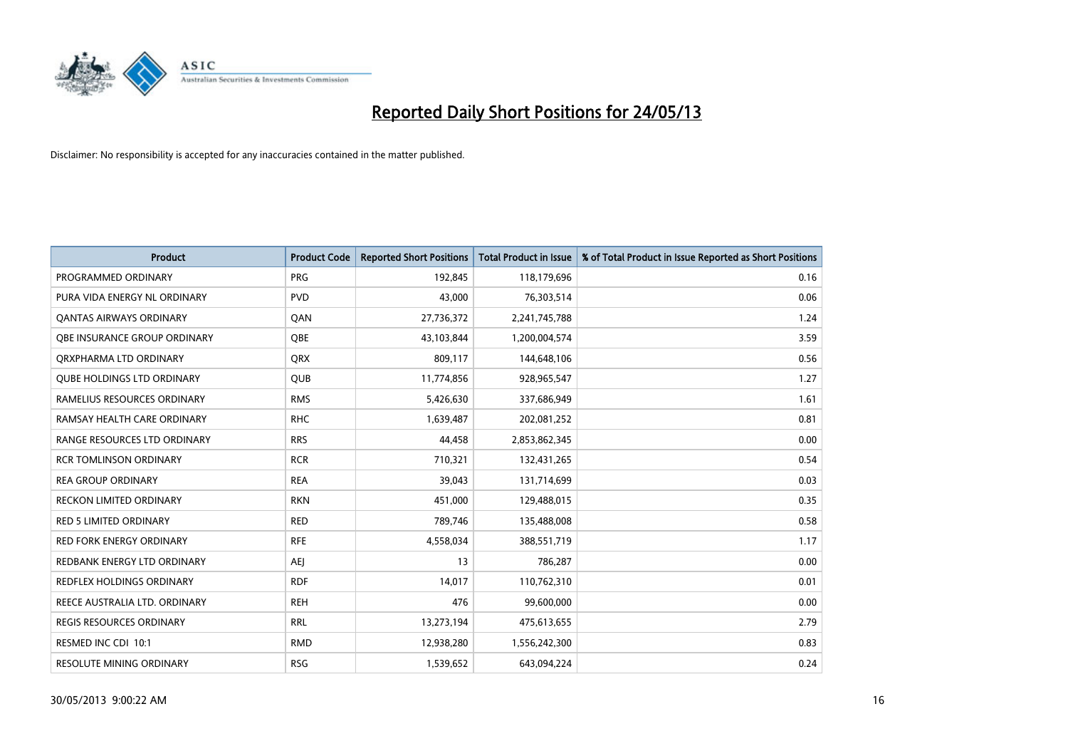# Reported Daily Short Positions for 24/05/13

Disclaimer: No responsibility is accepted for any inaccuracies contained in the matter published.

| Product | Product Code | Reported Short Positions | Total Product in Issue | % of Total Product in Issue Reported as Short Positions |
|---|---|---|---|---|
| PROGRAMMED ORDINARY | PRG | 192,845 | 118,179,696 | 0.16 |
| PURA VIDA ENERGY NL ORDINARY | PVD | 43,000 | 76,303,514 | 0.06 |
| QANTAS AIRWAYS ORDINARY | QAN | 27,736,372 | 2,241,745,788 | 1.24 |
| QBE INSURANCE GROUP ORDINARY | QBE | 43,103,844 | 1,200,004,574 | 3.59 |
| QRXPHARMA LTD ORDINARY | QRX | 809,117 | 144,648,106 | 0.56 |
| QUBE HOLDINGS LTD ORDINARY | QUB | 11,774,856 | 928,965,547 | 1.27 |
| RAMELIUS RESOURCES ORDINARY | RMS | 5,426,630 | 337,686,949 | 1.61 |
| RAMSAY HEALTH CARE ORDINARY | RHC | 1,639,487 | 202,081,252 | 0.81 |
| RANGE RESOURCES LTD ORDINARY | RRS | 44,458 | 2,853,862,345 | 0.00 |
| RCR TOMLINSON ORDINARY | RCR | 710,321 | 132,431,265 | 0.54 |
| REA GROUP ORDINARY | REA | 39,043 | 131,714,699 | 0.03 |
| RECKON LIMITED ORDINARY | RKN | 451,000 | 129,488,015 | 0.35 |
| RED 5 LIMITED ORDINARY | RED | 789,746 | 135,488,008 | 0.58 |
| RED FORK ENERGY ORDINARY | RFE | 4,558,034 | 388,551,719 | 1.17 |
| REDBANK ENERGY LTD ORDINARY | AEJ | 13 | 786,287 | 0.00 |
| REDFLEX HOLDINGS ORDINARY | RDF | 14,017 | 110,762,310 | 0.01 |
| REECE AUSTRALIA LTD. ORDINARY | REH | 476 | 99,600,000 | 0.00 |
| REGIS RESOURCES ORDINARY | RRL | 13,273,194 | 475,613,655 | 2.79 |
| RESMED INC CDI 10:1 | RMD | 12,938,280 | 1,556,242,300 | 0.83 |
| RESOLUTE MINING ORDINARY | RSG | 1,539,652 | 643,094,224 | 0.24 |

30/05/2013 9:00:22 AM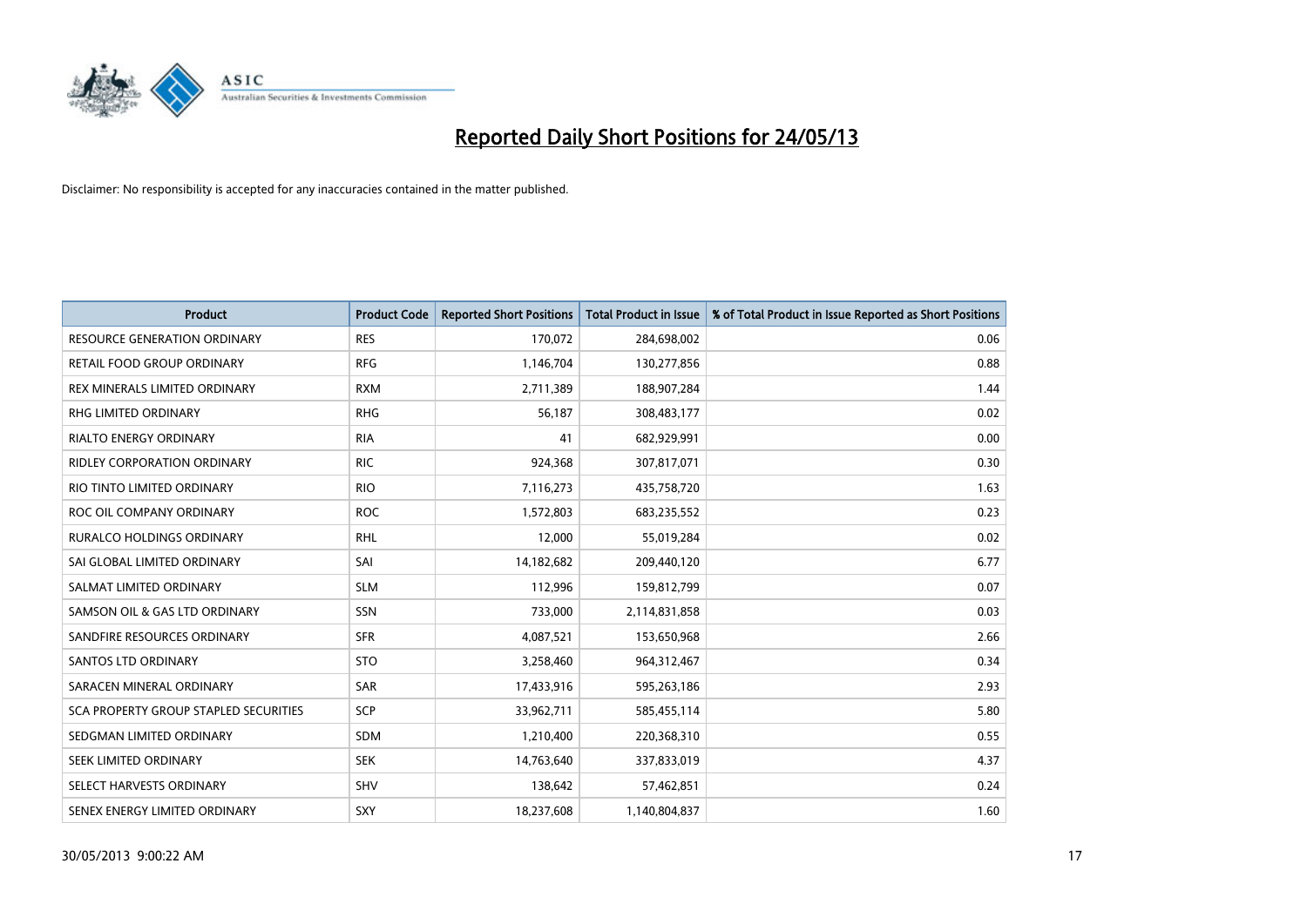# Reported Daily Short Positions for 24/05/13

Disclaimer: No responsibility is accepted for any inaccuracies contained in the matter published.

| Product | Product Code | Reported Short Positions | Total Product in Issue | % of Total Product in Issue Reported as Short Positions |
|---|---|---|---|---|
| RESOURCE GENERATION ORDINARY | RES | 170,072 | 284,698,002 | 0.06 |
| RETAIL FOOD GROUP ORDINARY | RFG | 1,146,704 | 130,277,856 | 0.88 |
| REX MINERALS LIMITED ORDINARY | RXM | 2,711,389 | 188,907,284 | 1.44 |
| RHG LIMITED ORDINARY | RHG | 56,187 | 308,483,177 | 0.02 |
| RIALTO ENERGY ORDINARY | RIA | 41 | 682,929,991 | 0.00 |
| RIDLEY CORPORATION ORDINARY | RIC | 924,368 | 307,817,071 | 0.30 |
| RIO TINTO LIMITED ORDINARY | RIO | 7,116,273 | 435,758,720 | 1.63 |
| ROC OIL COMPANY ORDINARY | ROC | 1,572,803 | 683,235,552 | 0.23 |
| RURALCO HOLDINGS ORDINARY | RHL | 12,000 | 55,019,284 | 0.02 |
| SAI GLOBAL LIMITED ORDINARY | SAI | 14,182,682 | 209,440,120 | 6.77 |
| SALMAT LIMITED ORDINARY | SLM | 112,996 | 159,812,799 | 0.07 |
| SAMSON OIL & GAS LTD ORDINARY | SSN | 733,000 | 2,114,831,858 | 0.03 |
| SANDFIRE RESOURCES ORDINARY | SFR | 4,087,521 | 153,650,968 | 2.66 |
| SANTOS LTD ORDINARY | STO | 3,258,460 | 964,312,467 | 0.34 |
| SARACEN MINERAL ORDINARY | SAR | 17,433,916 | 595,263,186 | 2.93 |
| SCA PROPERTY GROUP STAPLED SECURITIES | SCP | 33,962,711 | 585,455,114 | 5.80 |
| SEDGMAN LIMITED ORDINARY | SDM | 1,210,400 | 220,368,310 | 0.55 |
| SEEK LIMITED ORDINARY | SEK | 14,763,640 | 337,833,019 | 4.37 |
| SELECT HARVESTS ORDINARY | SHV | 138,642 | 57,462,851 | 0.24 |
| SENEX ENERGY LIMITED ORDINARY | SXY | 18,237,608 | 1,140,804,837 | 1.60 |

30/05/2013 9:00:22 AM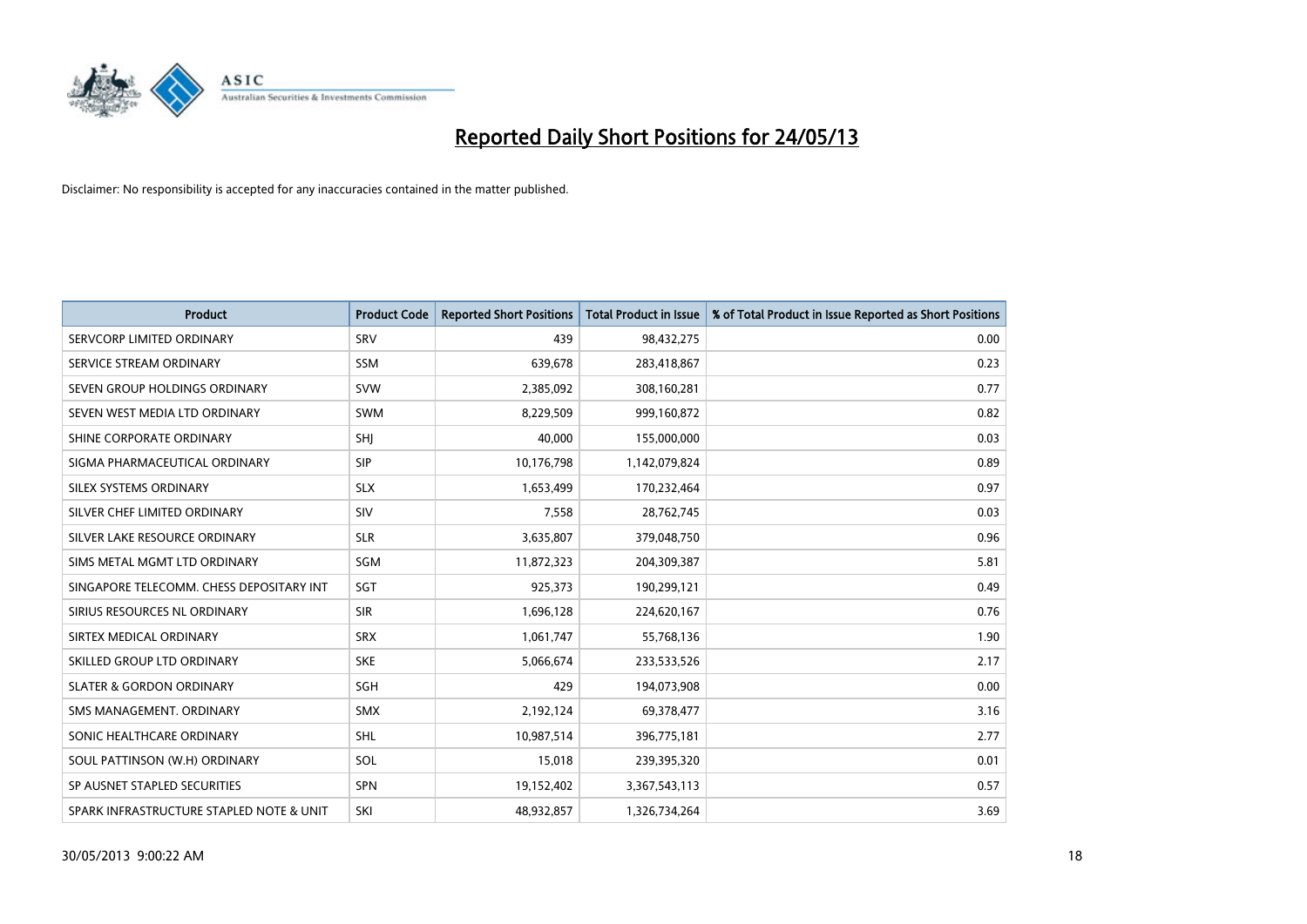# Reported Daily Short Positions for 24/05/13

Disclaimer: No responsibility is accepted for any inaccuracies contained in the matter published.

| Product | Product Code | Reported Short Positions | Total Product in Issue | % of Total Product in Issue Reported as Short Positions |
|---|---|---|---|---|
| SERVCORP LIMITED ORDINARY | SRV | 439 | 98,432,275 | 0.00 |
| SERVICE STREAM ORDINARY | SSM | 639,678 | 283,418,867 | 0.23 |
| SEVEN GROUP HOLDINGS ORDINARY | SVW | 2,385,092 | 308,160,281 | 0.77 |
| SEVEN WEST MEDIA LTD ORDINARY | SWM | 8,229,509 | 999,160,872 | 0.82 |
| SHINE CORPORATE ORDINARY | SHJ | 40,000 | 155,000,000 | 0.03 |
| SIGMA PHARMACEUTICAL ORDINARY | SIP | 10,176,798 | 1,142,079,824 | 0.89 |
| SILEX SYSTEMS ORDINARY | SLX | 1,653,499 | 170,232,464 | 0.97 |
| SILVER CHEF LIMITED ORDINARY | SIV | 7,558 | 28,762,745 | 0.03 |
| SILVER LAKE RESOURCE ORDINARY | SLR | 3,635,807 | 379,048,750 | 0.96 |
| SIMS METAL MGMT LTD ORDINARY | SGM | 11,872,323 | 204,309,387 | 5.81 |
| SINGAPORE TELECOMM. CHESS DEPOSITARY INT | SGT | 925,373 | 190,299,121 | 0.49 |
| SIRIUS RESOURCES NL ORDINARY | SIR | 1,696,128 | 224,620,167 | 0.76 |
| SIRTEX MEDICAL ORDINARY | SRX | 1,061,747 | 55,768,136 | 1.90 |
| SKILLED GROUP LTD ORDINARY | SKE | 5,066,674 | 233,533,526 | 2.17 |
| SLATER & GORDON ORDINARY | SGH | 429 | 194,073,908 | 0.00 |
| SMS MANAGEMENT. ORDINARY | SMX | 2,192,124 | 69,378,477 | 3.16 |
| SONIC HEALTHCARE ORDINARY | SHL | 10,987,514 | 396,775,181 | 2.77 |
| SOUL PATTINSON (W.H) ORDINARY | SOL | 15,018 | 239,395,320 | 0.01 |
| SP AUSNET STAPLED SECURITIES | SPN | 19,152,402 | 3,367,543,113 | 0.57 |
| SPARK INFRASTRUCTURE STAPLED NOTE & UNIT | SKI | 48,932,857 | 1,326,734,264 | 3.69 |

30/05/2013 9:00:22 AM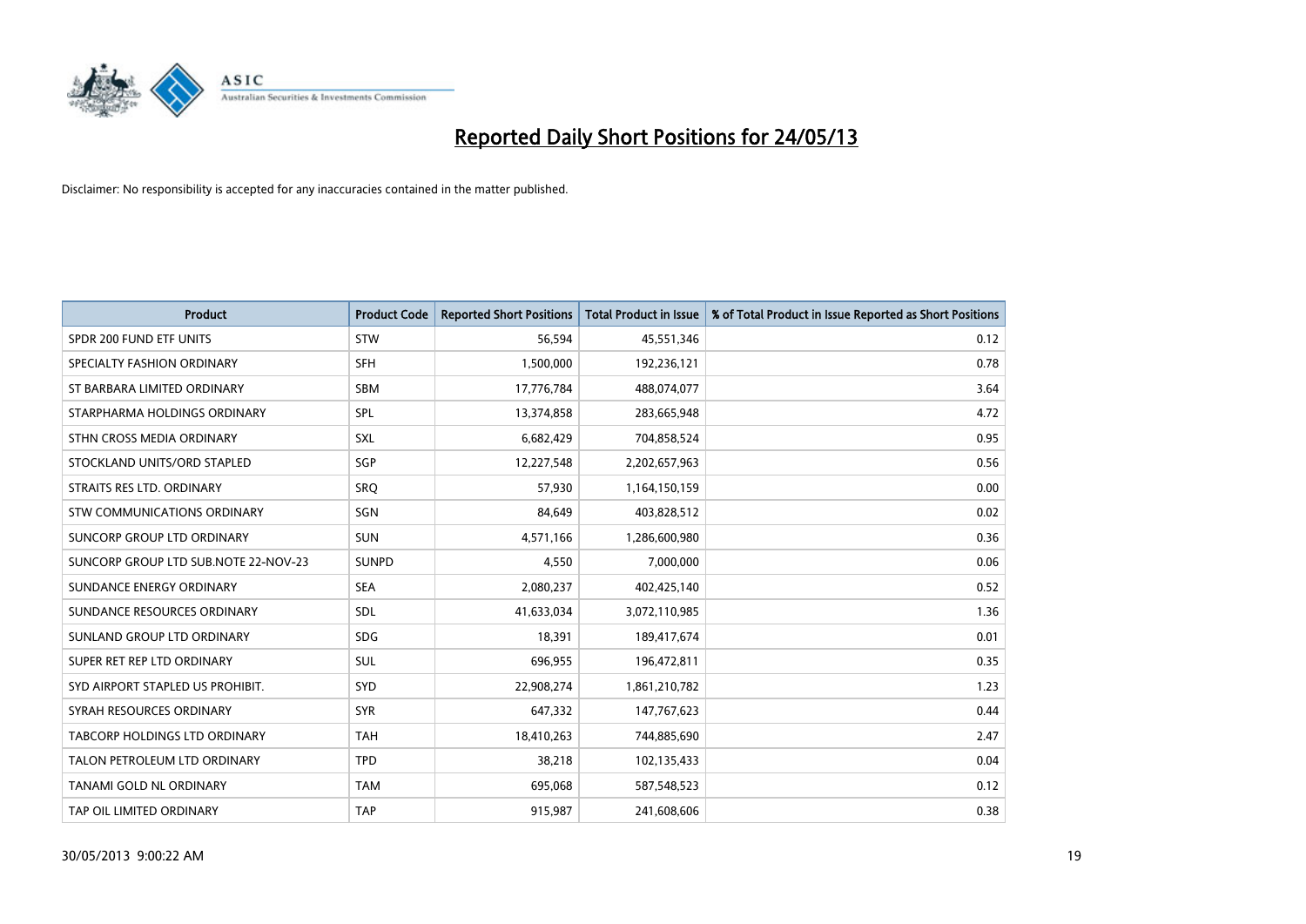# Reported Daily Short Positions for 24/05/13

Disclaimer: No responsibility is accepted for any inaccuracies contained in the matter published.

| Product | Product Code | Reported Short Positions | Total Product in Issue | % of Total Product in Issue Reported as Short Positions |
| --- | --- | --- | --- | --- |
| SPDR 200 FUND ETF UNITS | STW | 56,594 | 45,551,346 | 0.12 |
| SPECIALTY FASHION ORDINARY | SFH | 1,500,000 | 192,236,121 | 0.78 |
| ST BARBARA LIMITED ORDINARY | SBM | 17,776,784 | 488,074,077 | 3.64 |
| STARPHARMA HOLDINGS ORDINARY | SPL | 13,374,858 | 283,665,948 | 4.72 |
| STHN CROSS MEDIA ORDINARY | SXL | 6,682,429 | 704,858,524 | 0.95 |
| STOCKLAND UNITS/ORD STAPLED | SGP | 12,227,548 | 2,202,657,963 | 0.56 |
| STRAITS RES LTD. ORDINARY | SRQ | 57,930 | 1,164,150,159 | 0.00 |
| STW COMMUNICATIONS ORDINARY | SGN | 84,649 | 403,828,512 | 0.02 |
| SUNCORP GROUP LTD ORDINARY | SUN | 4,571,166 | 1,286,600,980 | 0.36 |
| SUNCORP GROUP LTD SUB.NOTE 22-NOV-23 | SUNPD | 4,550 | 7,000,000 | 0.06 |
| SUNDANCE ENERGY ORDINARY | SEA | 2,080,237 | 402,425,140 | 0.52 |
| SUNDANCE RESOURCES ORDINARY | SDL | 41,633,034 | 3,072,110,985 | 1.36 |
| SUNLAND GROUP LTD ORDINARY | SDG | 18,391 | 189,417,674 | 0.01 |
| SUPER RET REP LTD ORDINARY | SUL | 696,955 | 196,472,811 | 0.35 |
| SYD AIRPORT STAPLED US PROHIBIT. | SYD | 22,908,274 | 1,861,210,782 | 1.23 |
| SYRAH RESOURCES ORDINARY | SYR | 647,332 | 147,767,623 | 0.44 |
| TABCORP HOLDINGS LTD ORDINARY | TAH | 18,410,263 | 744,885,690 | 2.47 |
| TALON PETROLEUM LTD ORDINARY | TPD | 38,218 | 102,135,433 | 0.04 |
| TANAMI GOLD NL ORDINARY | TAM | 695,068 | 587,548,523 | 0.12 |
| TAP OIL LIMITED ORDINARY | TAP | 915,987 | 241,608,606 | 0.38 |

30/05/2013 9:00:22 AM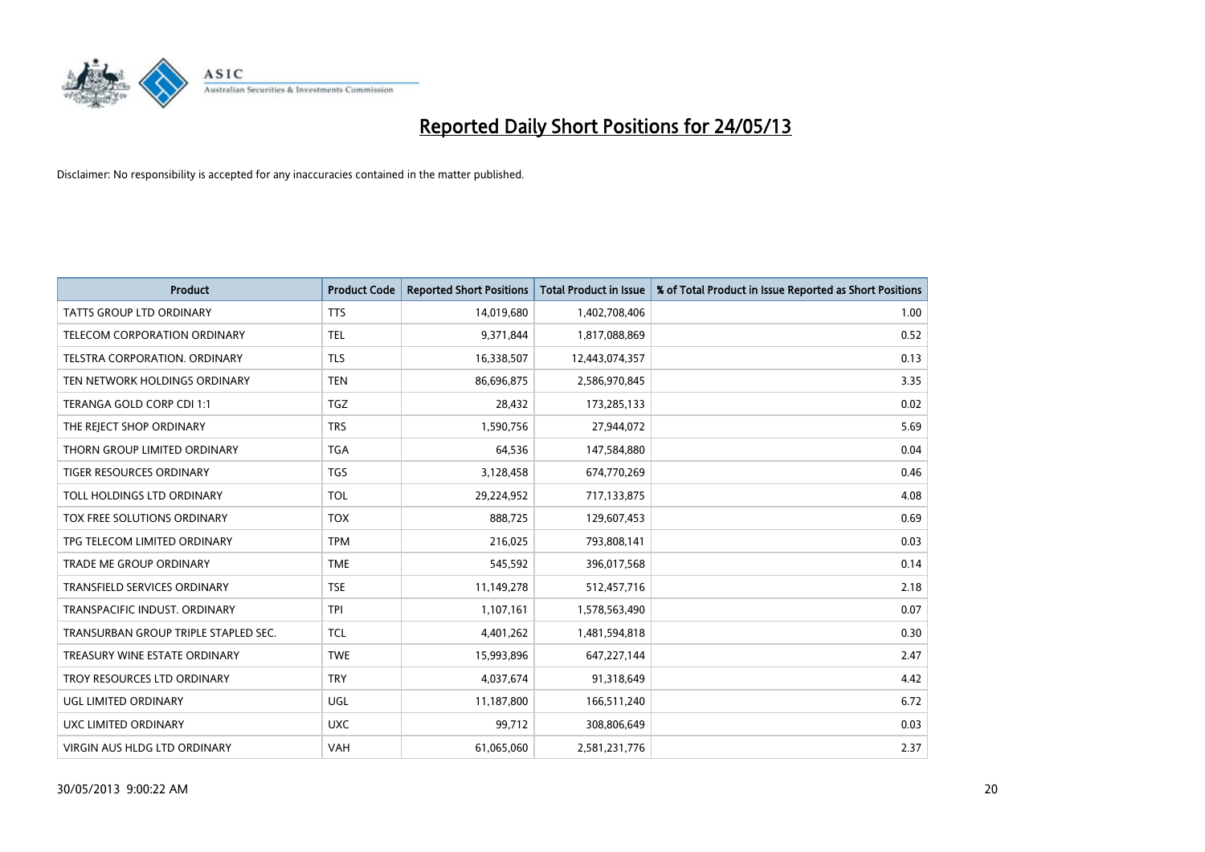# Reported Daily Short Positions for 24/05/13

Disclaimer: No responsibility is accepted for any inaccuracies contained in the matter published.

| Product | Product Code | Reported Short Positions | Total Product in Issue | % of Total Product in Issue Reported as Short Positions |
|---|---|---|---|---|
| TATTS GROUP LTD ORDINARY | TTS | 14,019,680 | 1,402,708,406 | 1.00 |
| TELECOM CORPORATION ORDINARY | TEL | 9,371,844 | 1,817,088,869 | 0.52 |
| TELSTRA CORPORATION. ORDINARY | TLS | 16,338,507 | 12,443,074,357 | 0.13 |
| TEN NETWORK HOLDINGS ORDINARY | TEN | 86,696,875 | 2,586,970,845 | 3.35 |
| TERANGA GOLD CORP CDI 1:1 | TGZ | 28,432 | 173,285,133 | 0.02 |
| THE REJECT SHOP ORDINARY | TRS | 1,590,756 | 27,944,072 | 5.69 |
| THORN GROUP LIMITED ORDINARY | TGA | 64,536 | 147,584,880 | 0.04 |
| TIGER RESOURCES ORDINARY | TGS | 3,128,458 | 674,770,269 | 0.46 |
| TOLL HOLDINGS LTD ORDINARY | TOL | 29,224,952 | 717,133,875 | 4.08 |
| TOX FREE SOLUTIONS ORDINARY | TOX | 888,725 | 129,607,453 | 0.69 |
| TPG TELECOM LIMITED ORDINARY | TPM | 216,025 | 793,808,141 | 0.03 |
| TRADE ME GROUP ORDINARY | TME | 545,592 | 396,017,568 | 0.14 |
| TRANSFIELD SERVICES ORDINARY | TSE | 11,149,278 | 512,457,716 | 2.18 |
| TRANSPACIFIC INDUST. ORDINARY | TPI | 1,107,161 | 1,578,563,490 | 0.07 |
| TRANSURBAN GROUP TRIPLE STAPLED SEC. | TCL | 4,401,262 | 1,481,594,818 | 0.30 |
| TREASURY WINE ESTATE ORDINARY | TWE | 15,993,896 | 647,227,144 | 2.47 |
| TROY RESOURCES LTD ORDINARY | TRY | 4,037,674 | 91,318,649 | 4.42 |
| UGL LIMITED ORDINARY | UGL | 11,187,800 | 166,511,240 | 6.72 |
| UXC LIMITED ORDINARY | UXC | 99,712 | 308,806,649 | 0.03 |
| VIRGIN AUS HLDG LTD ORDINARY | VAH | 61,065,060 | 2,581,231,776 | 2.37 |

30/05/2013 9:00:22 AM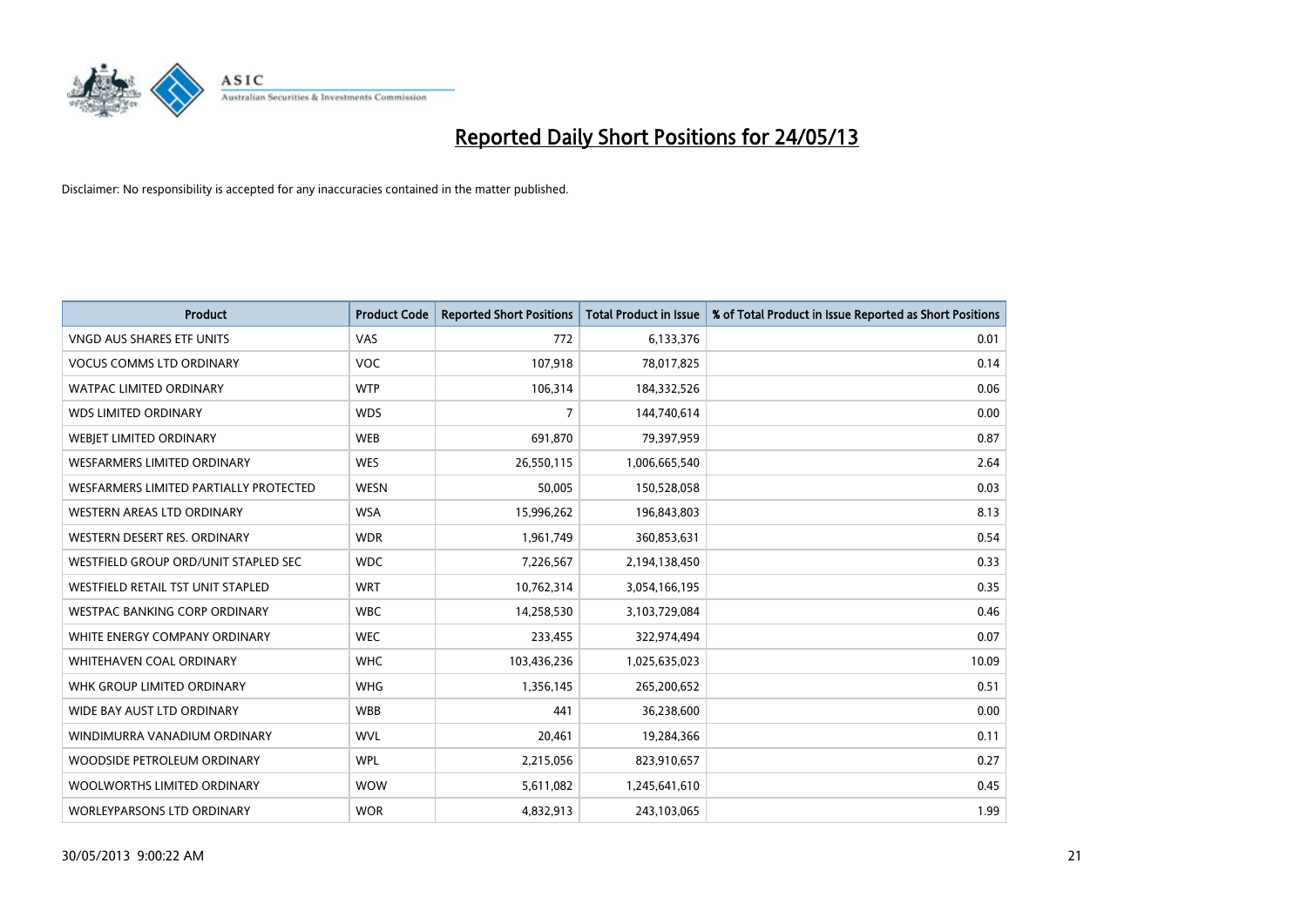# Reported Daily Short Positions for 24/05/13

Disclaimer: No responsibility is accepted for any inaccuracies contained in the matter published.

| Product | Product Code | Reported Short Positions | Total Product in Issue | % of Total Product in Issue Reported as Short Positions |
|---|---|---|---|---|
| VNGD AUS SHARES ETF UNITS | VAS | 772 | 6,133,376 | 0.01 |
| VOCUS COMMS LTD ORDINARY | VOC | 107,918 | 78,017,825 | 0.14 |
| WATPAC LIMITED ORDINARY | WTP | 106,314 | 184,332,526 | 0.06 |
| WDS LIMITED ORDINARY | WDS | 7 | 144,740,614 | 0.00 |
| WEBJET LIMITED ORDINARY | WEB | 691,870 | 79,397,959 | 0.87 |
| WESFARMERS LIMITED ORDINARY | WES | 26,550,115 | 1,006,665,540 | 2.64 |
| WESFARMERS LIMITED PARTIALLY PROTECTED | WESN | 50,005 | 150,528,058 | 0.03 |
| WESTERN AREAS LTD ORDINARY | WSA | 15,996,262 | 196,843,803 | 8.13 |
| WESTERN DESERT RES. ORDINARY | WDR | 1,961,749 | 360,853,631 | 0.54 |
| WESTFIELD GROUP ORD/UNIT STAPLED SEC | WDC | 7,226,567 | 2,194,138,450 | 0.33 |
| WESTFIELD RETAIL TST UNIT STAPLED | WRT | 10,762,314 | 3,054,166,195 | 0.35 |
| WESTPAC BANKING CORP ORDINARY | WBC | 14,258,530 | 3,103,729,084 | 0.46 |
| WHITE ENERGY COMPANY ORDINARY | WEC | 233,455 | 322,974,494 | 0.07 |
| WHITEHAVEN COAL ORDINARY | WHC | 103,436,236 | 1,025,635,023 | 10.09 |
| WHK GROUP LIMITED ORDINARY | WHG | 1,356,145 | 265,200,652 | 0.51 |
| WIDE BAY AUST LTD ORDINARY | WBB | 441 | 36,238,600 | 0.00 |
| WINDIMURRA VANADIUM ORDINARY | WVL | 20,461 | 19,284,366 | 0.11 |
| WOODSIDE PETROLEUM ORDINARY | WPL | 2,215,056 | 823,910,657 | 0.27 |
| WOOLWORTHS LIMITED ORDINARY | WOW | 5,611,082 | 1,245,641,610 | 0.45 |
| WORLEYPARSONS LTD ORDINARY | WOR | 4,832,913 | 243,103,065 | 1.99 |

30/05/2013 9:00:22 AM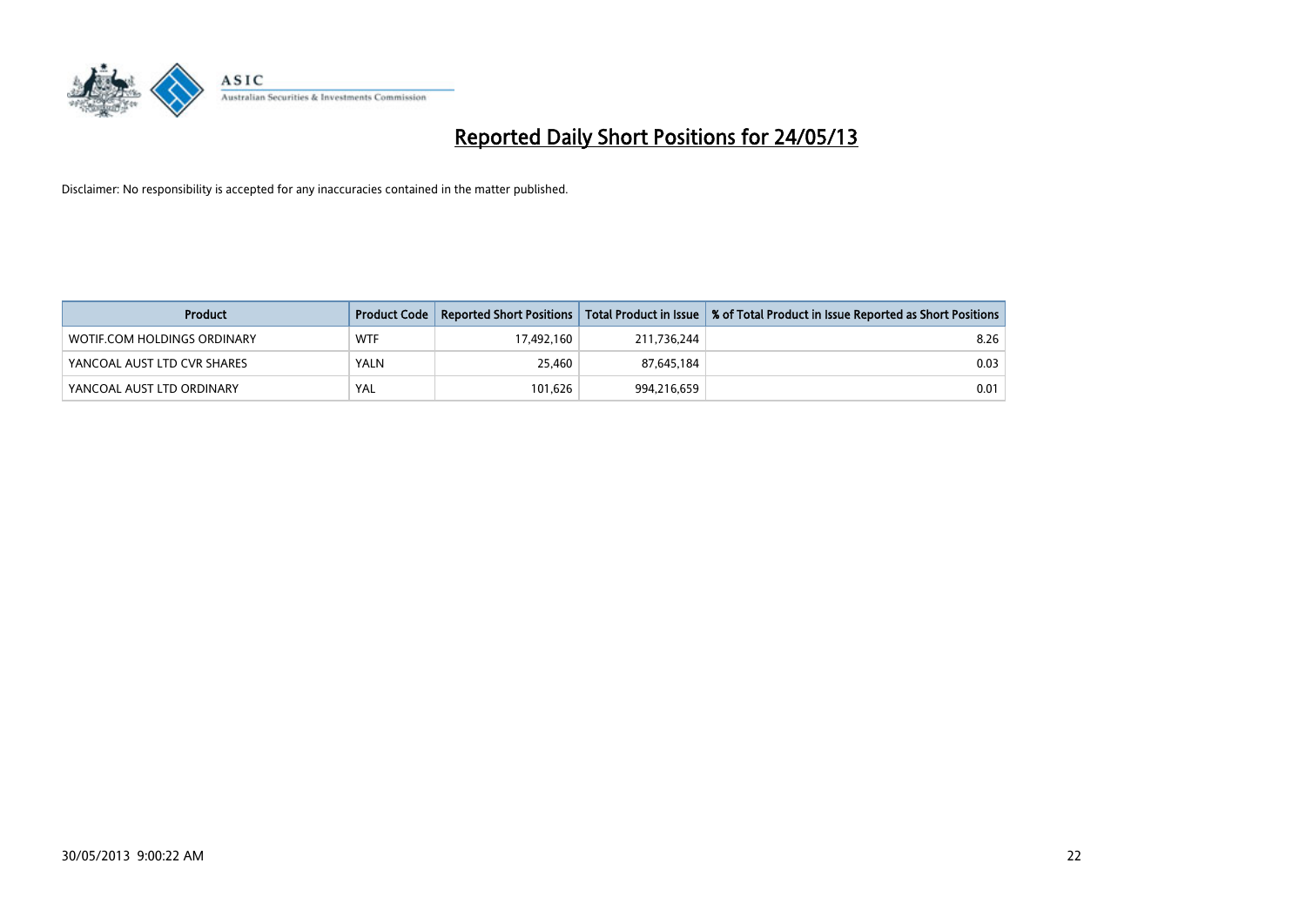# Reported Daily Short Positions for 24/05/13

Disclaimer: No responsibility is accepted for any inaccuracies contained in the matter published.

| Product | Product Code | Reported Short Positions | Total Product in Issue | % of Total Product in Issue Reported as Short Positions |
|---|---|---|---|---|
| WOTIF.COM HOLDINGS ORDINARY | WTF | 17,492,160 | 211,736,244 | 8.26 |
| YANCOAL AUST LTD CVR SHARES | YALN | 25,460 | 87,645,184 | 0.03 |
| YANCOAL AUST LTD ORDINARY | YAL | 101,626 | 994,216,659 | 0.01 |

30/05/2013 9:00:22 AM